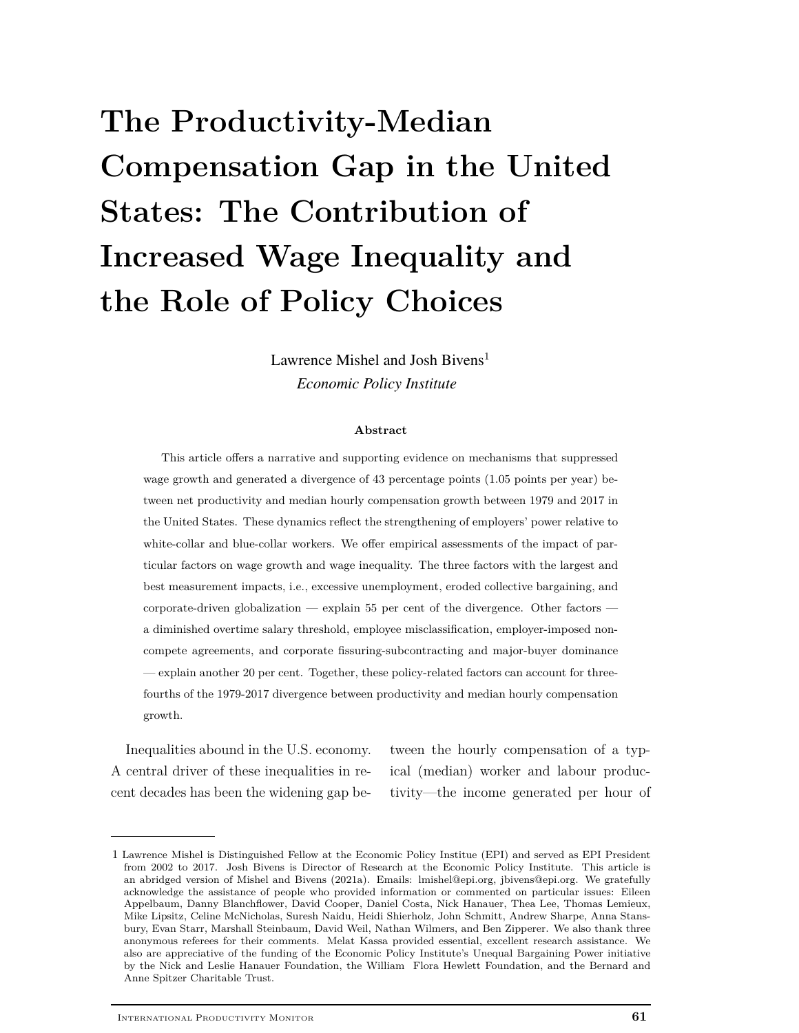# The Productivity-Median Compensation Gap in the United States: The Contribution of Increased Wage Inequality and the Role of Policy Choices

Lawrence Mishel and Josh Bivens[1]

*Economic Policy Institute*

**Abstract**

This article offers a narrative and supporting evidence on mechanisms that suppressed wage growth and generated a divergence of 43 percentage points (1.05 points per year) between net productivity and median hourly compensation growth between 1979 and 2017 in the United States. These dynamics reflect the strengthening of employers' power relative to white-collar and blue-collar workers. We offer empirical assessments of the impact of particular factors on wage growth and wage inequality. The three factors with the largest and best measurement impacts, i.e., excessive unemployment, eroded collective bargaining, and corporate-driven globalization — explain 55 per cent of the divergence. Other factors — a diminished overtime salary threshold, employee misclassification, employer-imposed non-compete agreements, and corporate fissuring-subcontracting and major-buyer dominance — explain another 20 per cent. Together, these policy-related factors can account for three-fourths of the 1979-2017 divergence between productivity and median hourly compensation growth.

Inequalities abound in the U.S. economy. A central driver of these inequalities in recent decades has been the widening gap between the hourly compensation of a typical (median) worker and labour productivity—the income generated per hour of

---

1 Lawrence Mishel is Distinguished Fellow at the Economic Policy Institue (EPI) and served as EPI President from 2002 to 2017. Josh Bivens is Director of Research at the Economic Policy Institute. This article is an abridged version of Mishel and Bivens (2021a). Emails: lmishel@epi.org, jbivens@epi.org. We gratefully acknowledge the assistance of people who provided information or commented on particular issues: Eileen Appelbaum, Danny Blanchflower, David Cooper, Daniel Costa, Nick Hanauer, Thea Lee, Thomas Lemieux, Mike Lipsitz, Celine McNicholas, Suresh Naidu, Heidi Shierholz, John Schmitt, Andrew Sharpe, Anna Stansbury, Evan Starr, Marshall Steinbaum, David Weil, Nathan Wilmers, and Ben Zipperer. We also thank three anonymous referees for their comments. Melat Kassa provided essential, excellent research assistance. We also are appreciative of the funding of the Economic Policy Institute's Unequal Bargaining Power initiative by the Nick and Leslie Hanauer Foundation, the William Flora Hewlett Foundation, and the Bernard and Anne Spitzer Charitable Trust.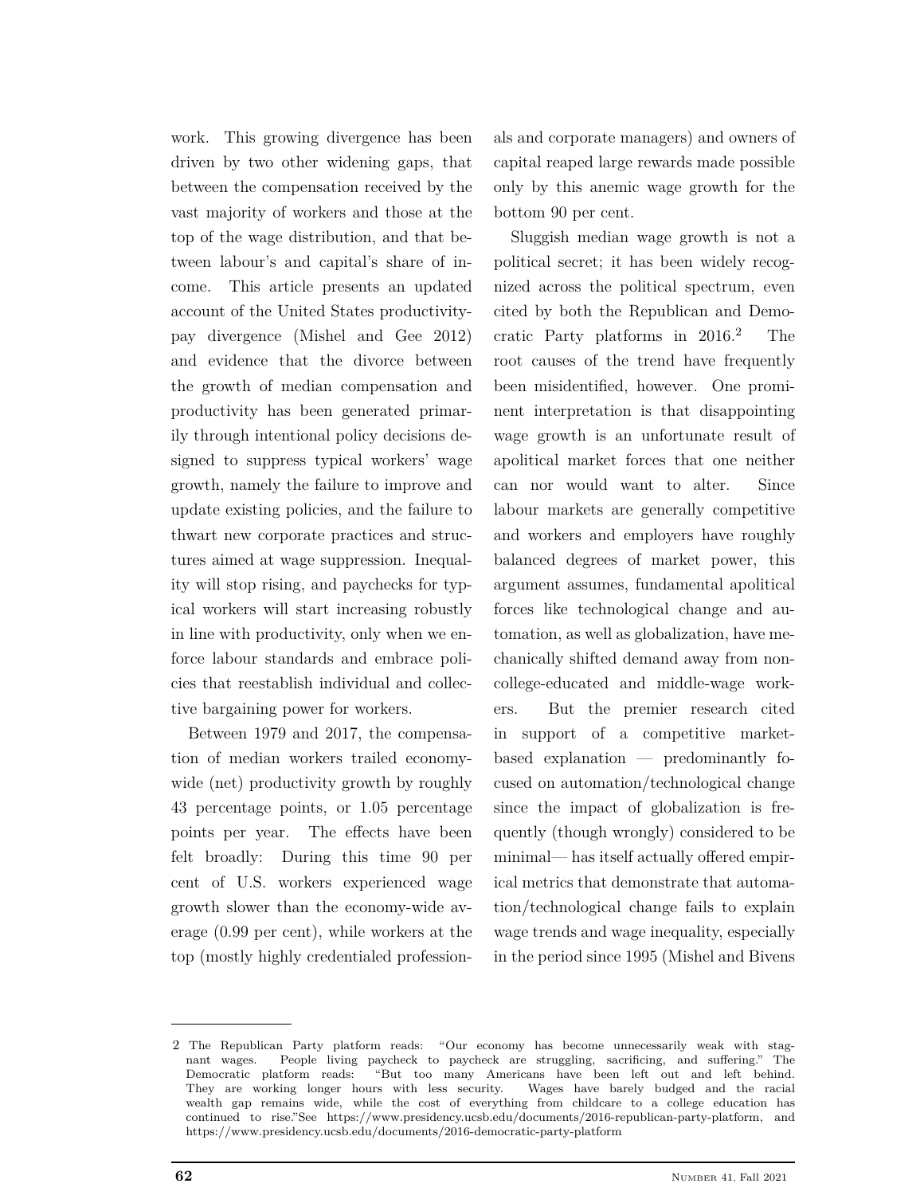work. This growing divergence has been driven by two other widening gaps, that between the compensation received by the vast majority of workers and those at the top of the wage distribution, and that between labour's and capital's share of income. This article presents an updated account of the United States productivity-pay divergence (Mishel and Gee 2012) and evidence that the divorce between the growth of median compensation and productivity has been generated primarily through intentional policy decisions designed to suppress typical workers' wage growth, namely the failure to improve and update existing policies, and the failure to thwart new corporate practices and structures aimed at wage suppression. Inequality will stop rising, and paychecks for typical workers will start increasing robustly in line with productivity, only when we enforce labour standards and embrace policies that reestablish individual and collective bargaining power for workers.

Between 1979 and 2017, the compensation of median workers trailed economy-wide (net) productivity growth by roughly 43 percentage points, or 1.05 percentage points per year. The effects have been felt broadly: During this time 90 per cent of U.S. workers experienced wage growth slower than the economy-wide average (0.99 per cent), while workers at the top (mostly highly credentialed professionals and corporate managers) and owners of capital reaped large rewards made possible only by this anemic wage growth for the bottom 90 per cent.

Sluggish median wage growth is not a political secret; it has been widely recognized across the political spectrum, even cited by both the Republican and Democratic Party platforms in 2016.[2] The root causes of the trend have frequently been misidentified, however. One prominent interpretation is that disappointing wage growth is an unfortunate result of apolitical market forces that one neither can nor would want to alter. Since labour markets are generally competitive and workers and employers have roughly balanced degrees of market power, this argument assumes, fundamental apolitical forces like technological change and automation, as well as globalization, have mechanically shifted demand away from non-college-educated and middle-wage workers. But the premier research cited in support of a competitive market-based explanation — predominantly focused on automation/technological change since the impact of globalization is frequently (though wrongly) considered to be minimal— has itself actually offered empirical metrics that demonstrate that automation/technological change fails to explain wage trends and wage inequality, especially in the period since 1995 (Mishel and Bivens

---

2 The Republican Party platform reads: "Our economy has become unnecessarily weak with stagnant wages. People living paycheck to paycheck are struggling, sacrificing, and suffering." The Democratic platform reads: "But too many Americans have been left out and left behind. They are working longer hours with less security. Wages have barely budged and the racial wealth gap remains wide, while the cost of everything from childcare to a college education has continued to rise."See https://www.presidency.ucsb.edu/documents/2016-republican-party-platform, and https://www.presidency.ucsb.edu/documents/2016-democratic-party-platform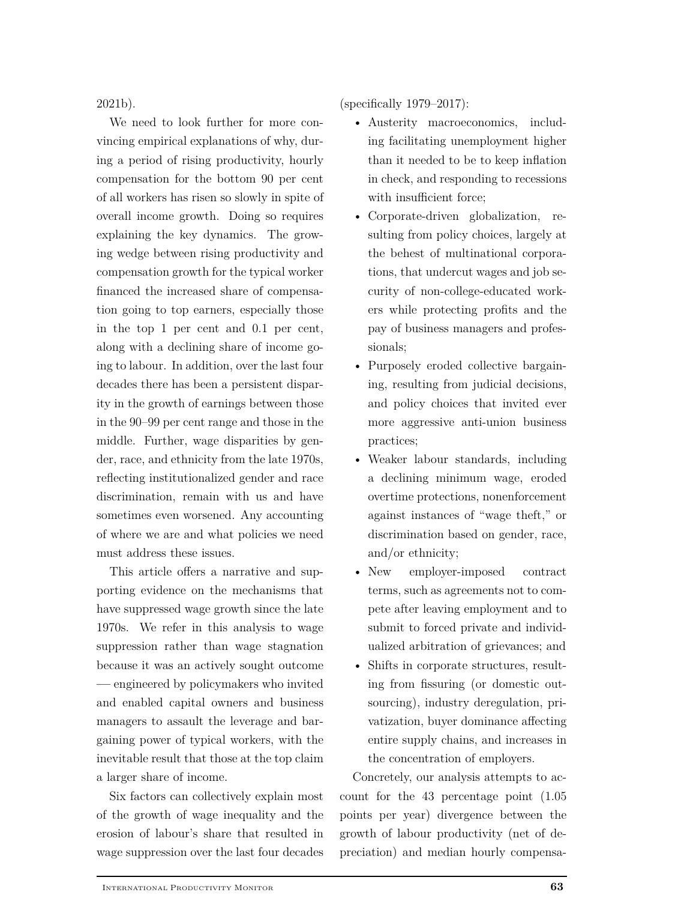2021b).

We need to look further for more convincing empirical explanations of why, during a period of rising productivity, hourly compensation for the bottom 90 per cent of all workers has risen so slowly in spite of overall income growth. Doing so requires explaining the key dynamics. The growing wedge between rising productivity and compensation growth for the typical worker financed the increased share of compensation going to top earners, especially those in the top 1 per cent and 0.1 per cent, along with a declining share of income going to labour. In addition, over the last four decades there has been a persistent disparity in the growth of earnings between those in the 90–99 per cent range and those in the middle. Further, wage disparities by gender, race, and ethnicity from the late 1970s, reflecting institutionalized gender and race discrimination, remain with us and have sometimes even worsened. Any accounting of where we are and what policies we need must address these issues.

This article offers a narrative and supporting evidence on the mechanisms that have suppressed wage growth since the late 1970s. We refer in this analysis to wage suppression rather than wage stagnation because it was an actively sought outcome — engineered by policymakers who invited and enabled capital owners and business managers to assault the leverage and bargaining power of typical workers, with the inevitable result that those at the top claim a larger share of income.

Six factors can collectively explain most of the growth of wage inequality and the erosion of labour's share that resulted in wage suppression over the last four decades (specifically 1979–2017):

- Austerity macroeconomics, including facilitating unemployment higher than it needed to be to keep inflation in check, and responding to recessions with insufficient force;
- Corporate-driven globalization, resulting from policy choices, largely at the behest of multinational corporations, that undercut wages and job security of non-college-educated workers while protecting profits and the pay of business managers and professionals;
- Purposely eroded collective bargaining, resulting from judicial decisions, and policy choices that invited ever more aggressive anti-union business practices;
- Weaker labour standards, including a declining minimum wage, eroded overtime protections, nonenforcement against instances of "wage theft," or discrimination based on gender, race, and/or ethnicity;
- New employer-imposed contract terms, such as agreements not to compete after leaving employment and to submit to forced private and individualized arbitration of grievances; and
- Shifts in corporate structures, resulting from fissuring (or domestic outsourcing), industry deregulation, privatization, buyer dominance affecting entire supply chains, and increases in the concentration of employers.

Concretely, our analysis attempts to account for the 43 percentage point (1.05 points per year) divergence between the growth of labour productivity (net of depreciation) and median hourly compensa-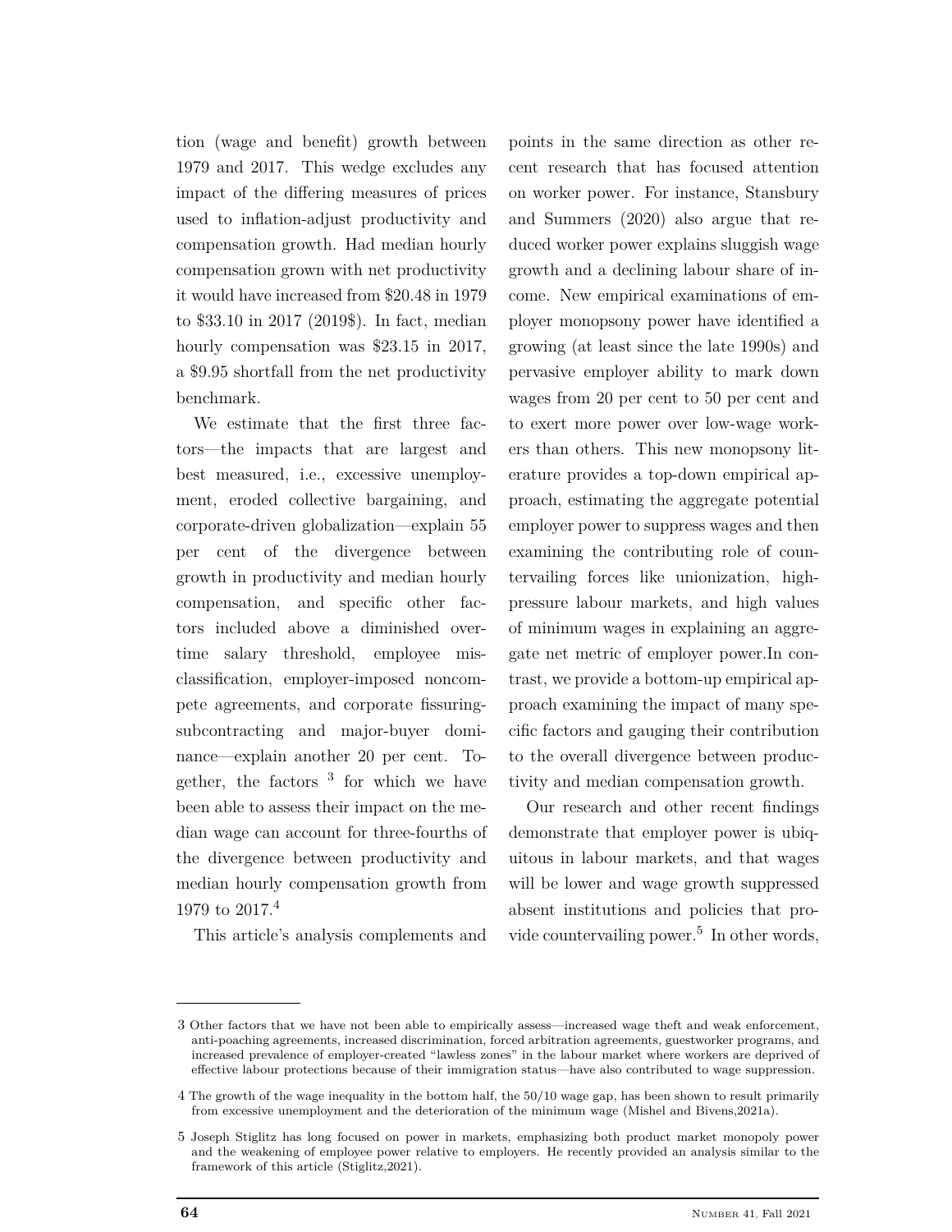tion (wage and benefit) growth between 1979 and 2017. This wedge excludes any impact of the differing measures of prices used to inflation-adjust productivity and compensation growth. Had median hourly compensation grown with net productivity it would have increased from $20.48 in 1979 to $33.10 in 2017 (2019$). In fact, median hourly compensation was $23.15 in 2017, a $9.95 shortfall from the net productivity benchmark.

We estimate that the first three factors—the impacts that are largest and best measured, i.e., excessive unemployment, eroded collective bargaining, and corporate-driven globalization—explain 55 per cent of the divergence between growth in productivity and median hourly compensation, and specific other factors included above a diminished overtime salary threshold, employee misclassification, employer-imposed noncompete agreements, and corporate fissuring-subcontracting and major-buyer dominance—explain another 20 per cent. Together, the factors [3] for which we have been able to assess their impact on the median wage can account for three-fourths of the divergence between productivity and median hourly compensation growth from 1979 to 2017.[4]

This article's analysis complements and points in the same direction as other recent research that has focused attention on worker power. For instance, Stansbury and Summers (2020) also argue that reduced worker power explains sluggish wage growth and a declining labour share of income. New empirical examinations of employer monopsony power have identified a growing (at least since the late 1990s) and pervasive employer ability to mark down wages from 20 per cent to 50 per cent and to exert more power over low-wage workers than others. This new monopsony literature provides a top-down empirical approach, estimating the aggregate potential employer power to suppress wages and then examining the contributing role of countervailing forces like unionization, high-pressure labour markets, and high values of minimum wages in explaining an aggregate net metric of employer power.In contrast, we provide a bottom-up empirical approach examining the impact of many specific factors and gauging their contribution to the overall divergence between productivity and median compensation growth.

Our research and other recent findings demonstrate that employer power is ubiquitous in labour markets, and that wages will be lower and wage growth suppressed absent institutions and policies that provide countervailing power.[5] In other words,

---

3 Other factors that we have not been able to empirically assess—increased wage theft and weak enforcement, anti-poaching agreements, increased discrimination, forced arbitration agreements, guestworker programs, and increased prevalence of employer-created "lawless zones" in the labour market where workers are deprived of effective labour protections because of their immigration status—have also contributed to wage suppression.

4 The growth of the wage inequality in the bottom half, the 50/10 wage gap, has been shown to result primarily from excessive unemployment and the deterioration of the minimum wage (Mishel and Bivens,2021a).

5 Joseph Stiglitz has long focused on power in markets, emphasizing both product market monopoly power and the weakening of employee power relative to employers. He recently provided an analysis similar to the framework of this article (Stiglitz,2021).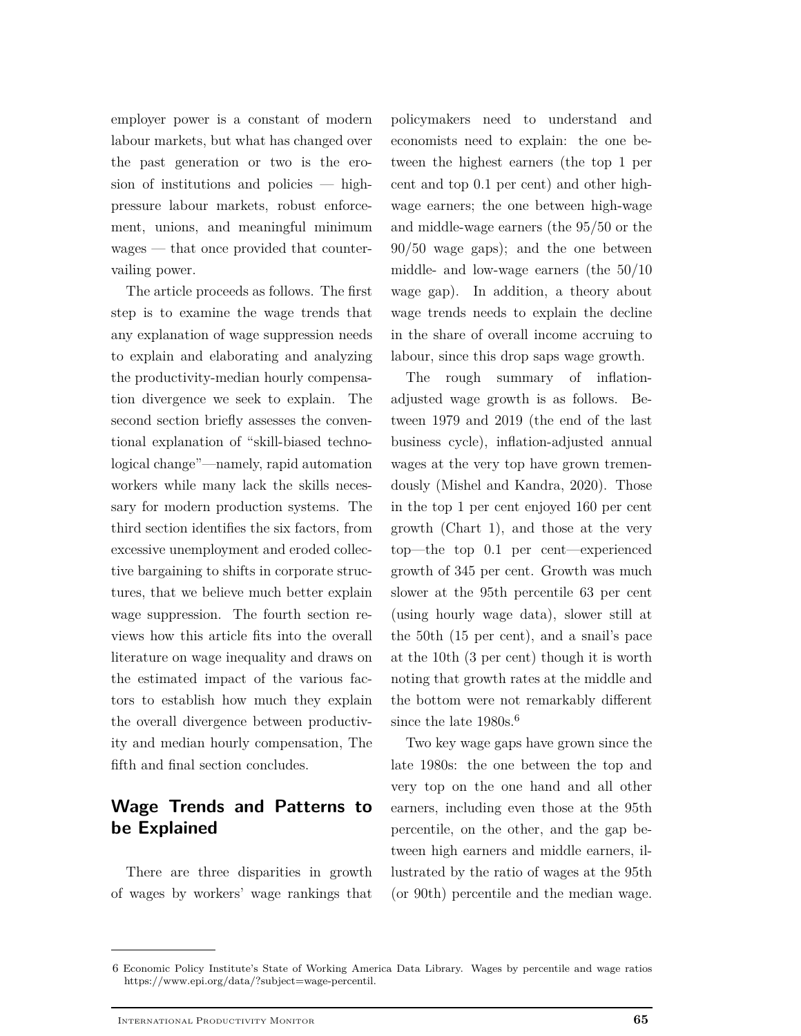employer power is a constant of modern labour markets, but what has changed over the past generation or two is the erosion of institutions and policies — high-pressure labour markets, robust enforcement, unions, and meaningful minimum wages — that once provided that countervailing power.

The article proceeds as follows. The first step is to examine the wage trends that any explanation of wage suppression needs to explain and elaborating and analyzing the productivity-median hourly compensation divergence we seek to explain. The second section briefly assesses the conventional explanation of "skill-biased technological change"—namely, rapid automation workers while many lack the skills necessary for modern production systems. The third section identifies the six factors, from excessive unemployment and eroded collective bargaining to shifts in corporate structures, that we believe much better explain wage suppression. The fourth section reviews how this article fits into the overall literature on wage inequality and draws on the estimated impact of the various factors to establish how much they explain the overall divergence between productivity and median hourly compensation, The fifth and final section concludes.

## Wage Trends and Patterns to be Explained

There are three disparities in growth of wages by workers' wage rankings that policymakers need to understand and economists need to explain: the one between the highest earners (the top 1 per cent and top 0.1 per cent) and other high-wage earners; the one between high-wage and middle-wage earners (the 95/50 or the 90/50 wage gaps); and the one between middle- and low-wage earners (the 50/10 wage gap). In addition, a theory about wage trends needs to explain the decline in the share of overall income accruing to labour, since this drop saps wage growth.

The rough summary of inflation-adjusted wage growth is as follows. Between 1979 and 2019 (the end of the last business cycle), inflation-adjusted annual wages at the very top have grown tremendously (Mishel and Kandra, 2020). Those in the top 1 per cent enjoyed 160 per cent growth (Chart 1), and those at the very top—the top 0.1 per cent—experienced growth of 345 per cent. Growth was much slower at the 95th percentile 63 per cent (using hourly wage data), slower still at the 50th (15 per cent), and a snail's pace at the 10th (3 per cent) though it is worth noting that growth rates at the middle and the bottom were not remarkably different since the late 1980s.[6]

Two key wage gaps have grown since the late 1980s: the one between the top and very top on the one hand and all other earners, including even those at the 95th percentile, on the other, and the gap between high earners and middle earners, illustrated by the ratio of wages at the 95th (or 90th) percentile and the median wage.

---

6 Economic Policy Institute's State of Working America Data Library. Wages by percentile and wage ratios https://www.epi.org/data/?subject=wage-percentil.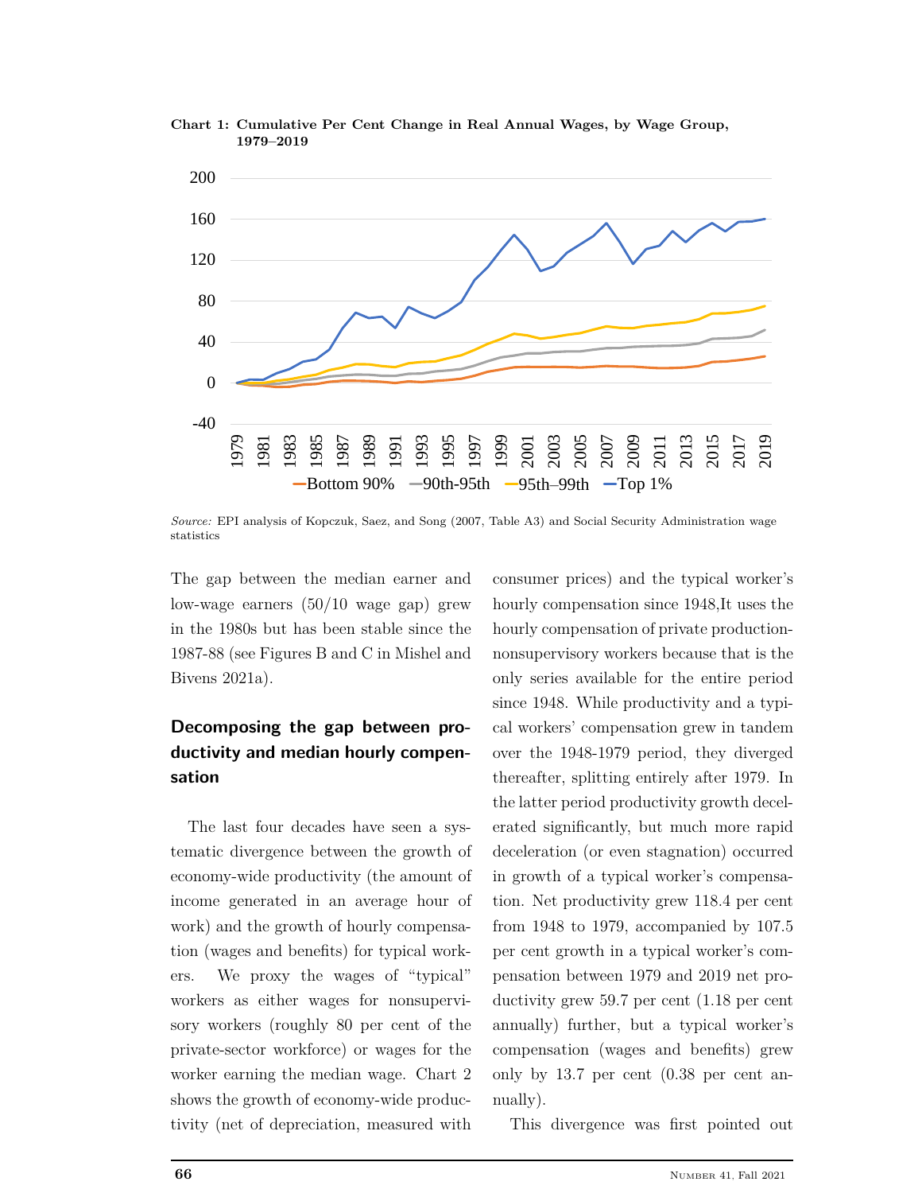**Chart 1: Cumulative Per Cent Change in Real Annual Wages, by Wage Group, 1979–2019**

*Source:* EPI analysis of Kopczuk, Saez, and Song (2007, Table A3) and Social Security Administration wage statistics

The gap between the median earner and low-wage earners (50/10 wage gap) grew in the 1980s but has been stable since the 1987-88 (see Figures B and C in Mishel and Bivens 2021a).

## Decomposing the gap between productivity and median hourly compensation

The last four decades have seen a systematic divergence between the growth of economy-wide productivity (the amount of income generated in an average hour of work) and the growth of hourly compensation (wages and benefits) for typical workers. We proxy the wages of "typical" workers as either wages for nonsupervisory workers (roughly 80 per cent of the private-sector workforce) or wages for the worker earning the median wage. Chart 2 shows the growth of economy-wide productivity (net of depreciation, measured with consumer prices) and the typical worker's hourly compensation since 1948,It uses the hourly compensation of private production-nonsupervisory workers because that is the only series available for the entire period since 1948. While productivity and a typical workers' compensation grew in tandem over the 1948-1979 period, they diverged thereafter, splitting entirely after 1979. In the latter period productivity growth decelerated significantly, but much more rapid deceleration (or even stagnation) occurred in growth of a typical worker's compensation. Net productivity grew 118.4 per cent from 1948 to 1979, accompanied by 107.5 per cent growth in a typical worker's compensation between 1979 and 2019 net productivity grew 59.7 per cent (1.18 per cent annually) further, but a typical worker's compensation (wages and benefits) grew only by 13.7 per cent (0.38 per cent annually).

This divergence was first pointed out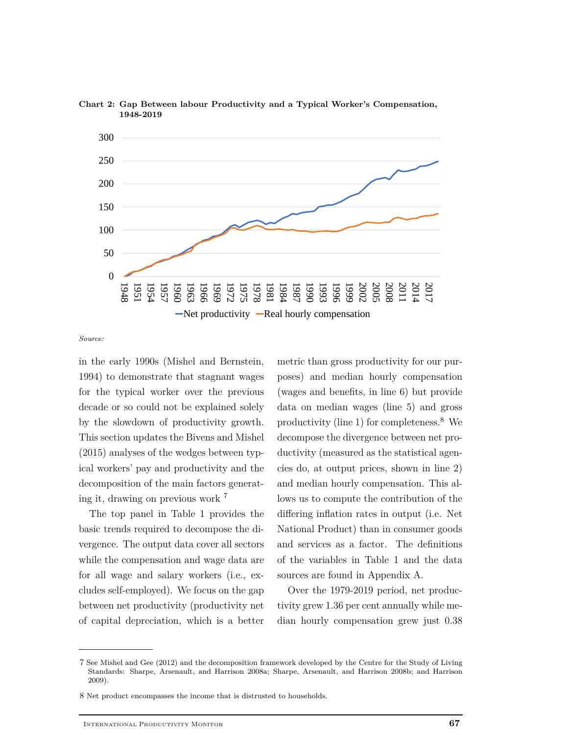**Chart 2: Gap Between labour Productivity and a Typical Worker's Compensation, 1948-2019**

*Source:*

in the early 1990s (Mishel and Bernstein, 1994) to demonstrate that stagnant wages for the typical worker over the previous decade or so could not be explained solely by the slowdown of productivity growth. This section updates the Bivens and Mishel (2015) analyses of the wedges between typical workers' pay and productivity and the decomposition of the main factors generating it, drawing on previous work [7]

The top panel in Table 1 provides the basic trends required to decompose the divergence. The output data cover all sectors while the compensation and wage data are for all wage and salary workers (i.e., excludes self-employed). We focus on the gap between net productivity (productivity net of capital depreciation, which is a better metric than gross productivity for our purposes) and median hourly compensation (wages and benefits, in line 6) but provide data on median wages (line 5) and gross productivity (line 1) for completeness.[8] We decompose the divergence between net productivity (measured as the statistical agencies do, at output prices, shown in line 2) and median hourly compensation. This allows us to compute the contribution of the differing inflation rates in output (i.e. Net National Product) than in consumer goods and services as a factor. The definitions of the variables in Table 1 and the data sources are found in Appendix A.

Over the 1979-2019 period, net productivity grew 1.36 per cent annually while median hourly compensation grew just 0.38

---

7 See Mishel and Gee (2012) and the decomposition framework developed by the Centre for the Study of Living Standards: Sharpe, Arsenault, and Harrison 2008a; Sharpe, Arsenault, and Harrison 2008b; and Harrison 2009).

8 Net product encompasses the income that is distrusted to households.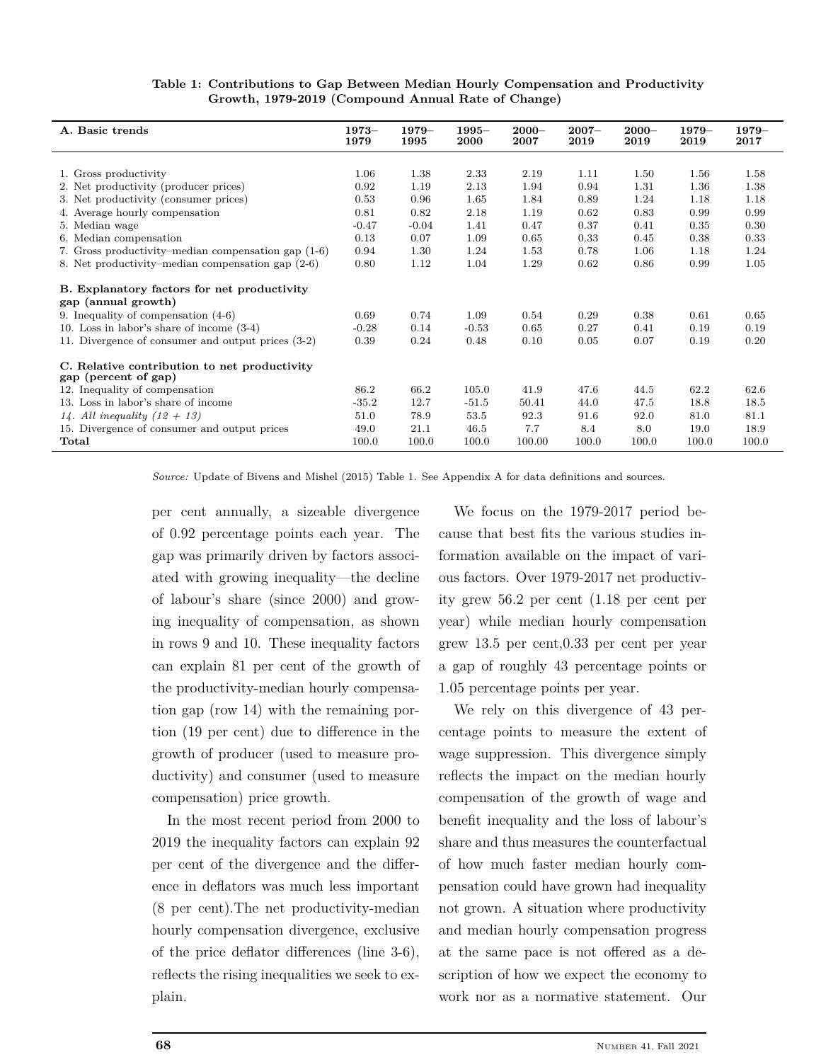**Table 1: Contributions to Gap Between Median Hourly Compensation and Productivity Growth, 1979-2019 (Compound Annual Rate of Change)**

| A. Basic trends | 1973–1979 | 1979–1995 | 1995–2000 | 2000–2007 | 2007–2019 | 2000–2019 | 1979–2019 | 1979–2017 |
|---|---|---|---|---|---|---|---|---|
| 1. Gross productivity | 1.06 | 1.38 | 2.33 | 2.19 | 1.11 | 1.50 | 1.56 | 1.58 |
| 2. Net productivity (producer prices) | 0.92 | 1.19 | 2.13 | 1.94 | 0.94 | 1.31 | 1.36 | 1.38 |
| 3. Net productivity (consumer prices) | 0.53 | 0.96 | 1.65 | 1.84 | 0.89 | 1.24 | 1.18 | 1.18 |
| 4. Average hourly compensation | 0.81 | 0.82 | 2.18 | 1.19 | 0.62 | 0.83 | 0.99 | 0.99 |
| 5. Median wage | -0.47 | -0.04 | 1.41 | 0.47 | 0.37 | 0.41 | 0.35 | 0.30 |
| 6. Median compensation | 0.13 | 0.07 | 1.09 | 0.65 | 0.33 | 0.45 | 0.38 | 0.33 |
| 7. Gross productivity–median compensation gap (1-6) | 0.94 | 1.30 | 1.24 | 1.53 | 0.78 | 1.06 | 1.18 | 1.24 |
| 8. Net productivity–median compensation gap (2-6) | 0.80 | 1.12 | 1.04 | 1.29 | 0.62 | 0.86 | 0.99 | 1.05 |
| **B. Explanatory factors for net productivity gap (annual growth)** | | | | | | | | |
| 9. Inequality of compensation (4-6) | 0.69 | 0.74 | 1.09 | 0.54 | 0.29 | 0.38 | 0.61 | 0.65 |
| 10. Loss in labor's share of income (3-4) | -0.28 | 0.14 | -0.53 | 0.65 | 0.27 | 0.41 | 0.19 | 0.19 |
| 11. Divergence of consumer and output prices (3-2) | 0.39 | 0.24 | 0.48 | 0.10 | 0.05 | 0.07 | 0.19 | 0.20 |
| **C. Relative contribution to net productivity gap (percent of gap)** | | | | | | | | |
| 12. Inequality of compensation | 86.2 | 66.2 | 105.0 | 41.9 | 47.6 | 44.5 | 62.2 | 62.6 |
| 13. Loss in labor's share of income | -35.2 | 12.7 | -51.5 | 50.41 | 44.0 | 47.5 | 18.8 | 18.5 |
| *14. All inequality (12 + 13)* | 51.0 | 78.9 | 53.5 | 92.3 | 91.6 | 92.0 | 81.0 | 81.1 |
| 15. Divergence of consumer and output prices | 49.0 | 21.1 | 46.5 | 7.7 | 8.4 | 8.0 | 19.0 | 18.9 |
| **Total** | 100.0 | 100.0 | 100.0 | 100.00 | 100.0 | 100.0 | 100.0 | 100.0 |

*Source:* Update of Bivens and Mishel (2015) Table 1. See Appendix A for data definitions and sources.

per cent annually, a sizeable divergence of 0.92 percentage points each year. The gap was primarily driven by factors associated with growing inequality—the decline of labour's share (since 2000) and growing inequality of compensation, as shown in rows 9 and 10. These inequality factors can explain 81 per cent of the growth of the productivity-median hourly compensation gap (row 14) with the remaining portion (19 per cent) due to difference in the growth of producer (used to measure productivity) and consumer (used to measure compensation) price growth.

In the most recent period from 2000 to 2019 the inequality factors can explain 92 per cent of the divergence and the difference in deflators was much less important (8 per cent).The net productivity-median hourly compensation divergence, exclusive of the price deflator differences (line 3-6), reflects the rising inequalities we seek to explain.

We focus on the 1979-2017 period because that best fits the various studies information available on the impact of various factors. Over 1979-2017 net productivity grew 56.2 per cent (1.18 per cent per year) while median hourly compensation grew 13.5 per cent,0.33 per cent per year a gap of roughly 43 percentage points or 1.05 percentage points per year.

We rely on this divergence of 43 percentage points to measure the extent of wage suppression. This divergence simply reflects the impact on the median hourly compensation of the growth of wage and benefit inequality and the loss of labour's share and thus measures the counterfactual of how much faster median hourly compensation could have grown had inequality not grown. A situation where productivity and median hourly compensation progress at the same pace is not offered as a description of how we expect the economy to work nor as a normative statement. Our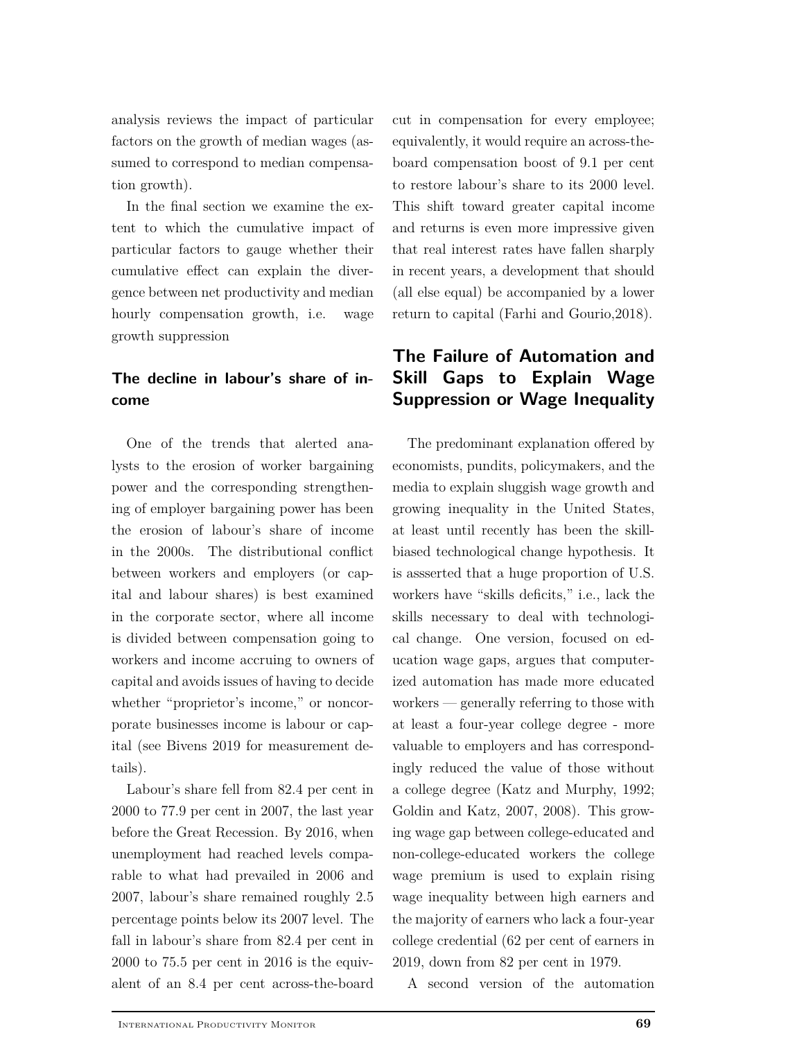analysis reviews the impact of particular factors on the growth of median wages (assumed to correspond to median compensation growth).

In the final section we examine the extent to which the cumulative impact of particular factors to gauge whether their cumulative effect can explain the divergence between net productivity and median hourly compensation growth, i.e. wage growth suppression

### The decline in labour's share of income

One of the trends that alerted analysts to the erosion of worker bargaining power and the corresponding strengthening of employer bargaining power has been the erosion of labour's share of income in the 2000s. The distributional conflict between workers and employers (or capital and labour shares) is best examined in the corporate sector, where all income is divided between compensation going to workers and income accruing to owners of capital and avoids issues of having to decide whether "proprietor's income," or noncorporate businesses income is labour or capital (see Bivens 2019 for measurement details).

Labour's share fell from 82.4 per cent in 2000 to 77.9 per cent in 2007, the last year before the Great Recession. By 2016, when unemployment had reached levels comparable to what had prevailed in 2006 and 2007, labour's share remained roughly 2.5 percentage points below its 2007 level. The fall in labour's share from 82.4 per cent in 2000 to 75.5 per cent in 2016 is the equivalent of an 8.4 per cent across-the-board cut in compensation for every employee; equivalently, it would require an across-the-board compensation boost of 9.1 per cent to restore labour's share to its 2000 level. This shift toward greater capital income and returns is even more impressive given that real interest rates have fallen sharply in recent years, a development that should (all else equal) be accompanied by a lower return to capital (Farhi and Gourio,2018).

## The Failure of Automation and Skill Gaps to Explain Wage Suppression or Wage Inequality

The predominant explanation offered by economists, pundits, policymakers, and the media to explain sluggish wage growth and growing inequality in the United States, at least until recently has been the skill-biased technological change hypothesis. It is assserted that a huge proportion of U.S. workers have "skills deficits," i.e., lack the skills necessary to deal with technological change. One version, focused on education wage gaps, argues that computerized automation has made more educated workers — generally referring to those with at least a four-year college degree - more valuable to employers and has correspondingly reduced the value of those without a college degree (Katz and Murphy, 1992; Goldin and Katz, 2007, 2008). This growing wage gap between college-educated and non-college-educated workers the college wage premium is used to explain rising wage inequality between high earners and the majority of earners who lack a four-year college credential (62 per cent of earners in 2019, down from 82 per cent in 1979.

A second version of the automation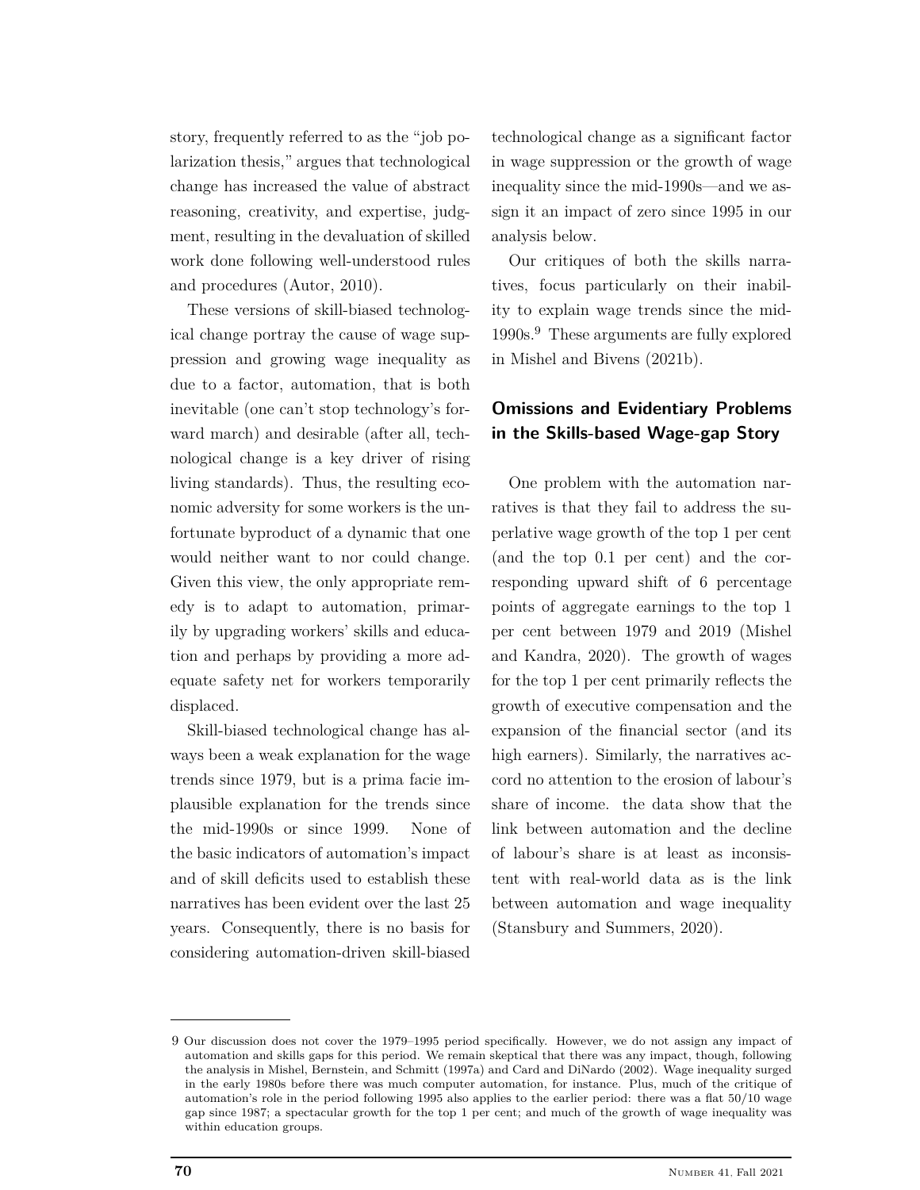story, frequently referred to as the "job polarization thesis," argues that technological change has increased the value of abstract reasoning, creativity, and expertise, judgment, resulting in the devaluation of skilled work done following well-understood rules and procedures (Autor, 2010).

These versions of skill-biased technological change portray the cause of wage suppression and growing wage inequality as due to a factor, automation, that is both inevitable (one can't stop technology's forward march) and desirable (after all, technological change is a key driver of rising living standards). Thus, the resulting economic adversity for some workers is the unfortunate byproduct of a dynamic that one would neither want to nor could change. Given this view, the only appropriate remedy is to adapt to automation, primarily by upgrading workers' skills and education and perhaps by providing a more adequate safety net for workers temporarily displaced.

Skill-biased technological change has always been a weak explanation for the wage trends since 1979, but is a prima facie implausible explanation for the trends since the mid-1990s or since 1999. None of the basic indicators of automation's impact and of skill deficits used to establish these narratives has been evident over the last 25 years. Consequently, there is no basis for considering automation-driven skill-biased technological change as a significant factor in wage suppression or the growth of wage inequality since the mid-1990s—and we assign it an impact of zero since 1995 in our analysis below.

Our critiques of both the skills narratives, focus particularly on their inability to explain wage trends since the mid-1990s.[9] These arguments are fully explored in Mishel and Bivens (2021b).

## Omissions and Evidentiary Problems in the Skills-based Wage-gap Story

One problem with the automation narratives is that they fail to address the superlative wage growth of the top 1 per cent (and the top 0.1 per cent) and the corresponding upward shift of 6 percentage points of aggregate earnings to the top 1 per cent between 1979 and 2019 (Mishel and Kandra, 2020). The growth of wages for the top 1 per cent primarily reflects the growth of executive compensation and the expansion of the financial sector (and its high earners). Similarly, the narratives accord no attention to the erosion of labour's share of income. the data show that the link between automation and the decline of labour's share is at least as inconsistent with real-world data as is the link between automation and wage inequality (Stansbury and Summers, 2020).

---

9 Our discussion does not cover the 1979–1995 period specifically. However, we do not assign any impact of automation and skills gaps for this period. We remain skeptical that there was any impact, though, following the analysis in Mishel, Bernstein, and Schmitt (1997a) and Card and DiNardo (2002). Wage inequality surged in the early 1980s before there was much computer automation, for instance. Plus, much of the critique of automation's role in the period following 1995 also applies to the earlier period: there was a flat 50/10 wage gap since 1987; a spectacular growth for the top 1 per cent; and much of the growth of wage inequality was within education groups.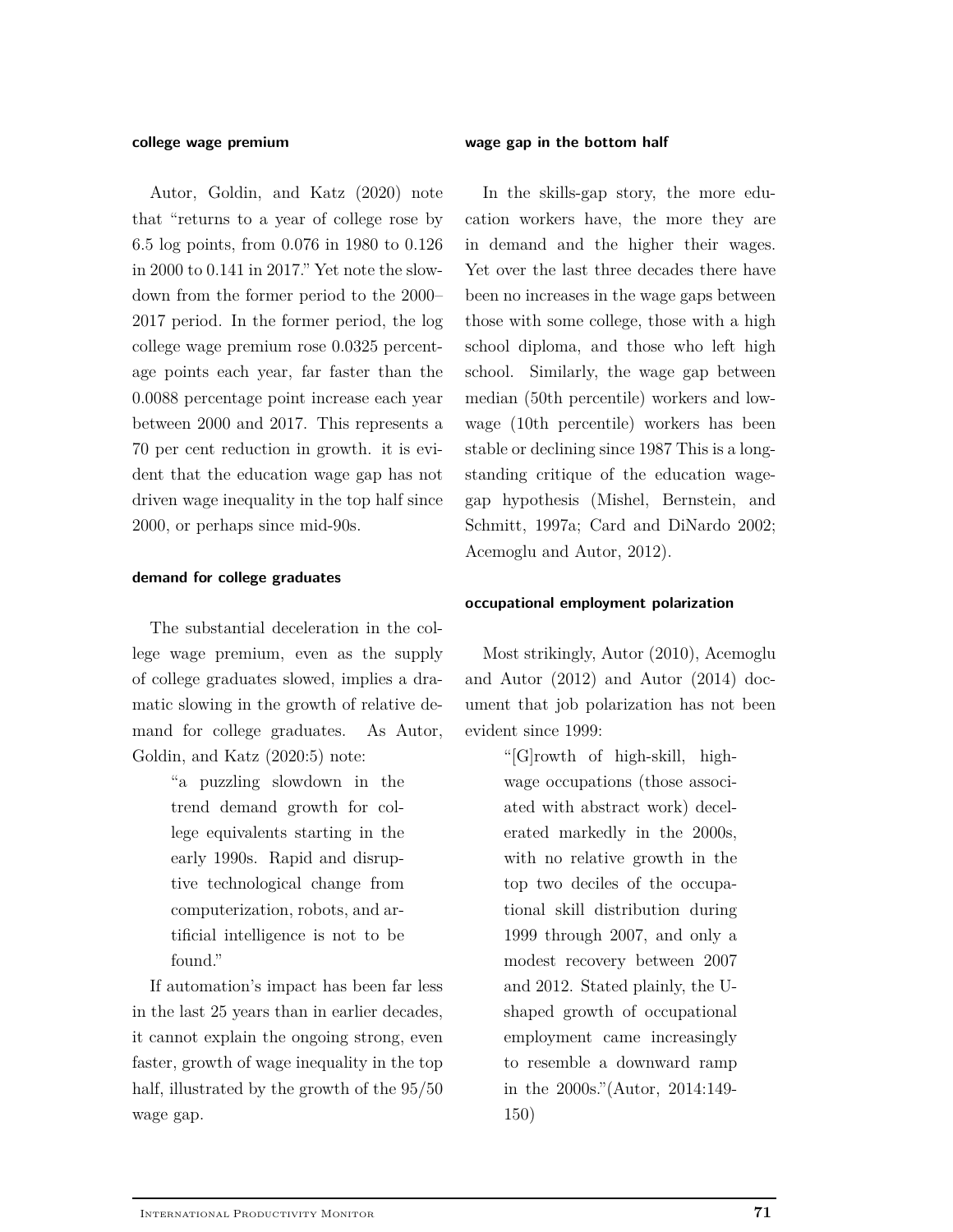#### college wage premium

Autor, Goldin, and Katz (2020) note that "returns to a year of college rose by 6.5 log points, from 0.076 in 1980 to 0.126 in 2000 to 0.141 in 2017." Yet note the slowdown from the former period to the 2000–2017 period. In the former period, the log college wage premium rose 0.0325 percentage points each year, far faster than the 0.0088 percentage point increase each year between 2000 and 2017. This represents a 70 per cent reduction in growth. it is evident that the education wage gap has not driven wage inequality in the top half since 2000, or perhaps since mid-90s.

#### demand for college graduates

The substantial deceleration in the college wage premium, even as the supply of college graduates slowed, implies a dramatic slowing in the growth of relative demand for college graduates. As Autor, Goldin, and Katz (2020:5) note:

> "a puzzling slowdown in the trend demand growth for college equivalents starting in the early 1990s. Rapid and disruptive technological change from computerization, robots, and artificial intelligence is not to be found."

If automation's impact has been far less in the last 25 years than in earlier decades, it cannot explain the ongoing strong, even faster, growth of wage inequality in the top half, illustrated by the growth of the 95/50 wage gap.

#### wage gap in the bottom half

In the skills-gap story, the more education workers have, the more they are in demand and the higher their wages. Yet over the last three decades there have been no increases in the wage gaps between those with some college, those with a high school diploma, and those who left high school. Similarly, the wage gap between median (50th percentile) workers and low-wage (10th percentile) workers has been stable or declining since 1987 This is a long-standing critique of the education wage-gap hypothesis (Mishel, Bernstein, and Schmitt, 1997a; Card and DiNardo 2002; Acemoglu and Autor, 2012).

#### occupational employment polarization

Most strikingly, Autor (2010), Acemoglu and Autor (2012) and Autor (2014) document that job polarization has not been evident since 1999:

> "[G]rowth of high-skill, high-wage occupations (those associated with abstract work) decelerated markedly in the 2000s, with no relative growth in the top two deciles of the occupational skill distribution during 1999 through 2007, and only a modest recovery between 2007 and 2012. Stated plainly, the U-shaped growth of occupational employment came increasingly to resemble a downward ramp in the 2000s."(Autor, 2014:149-150)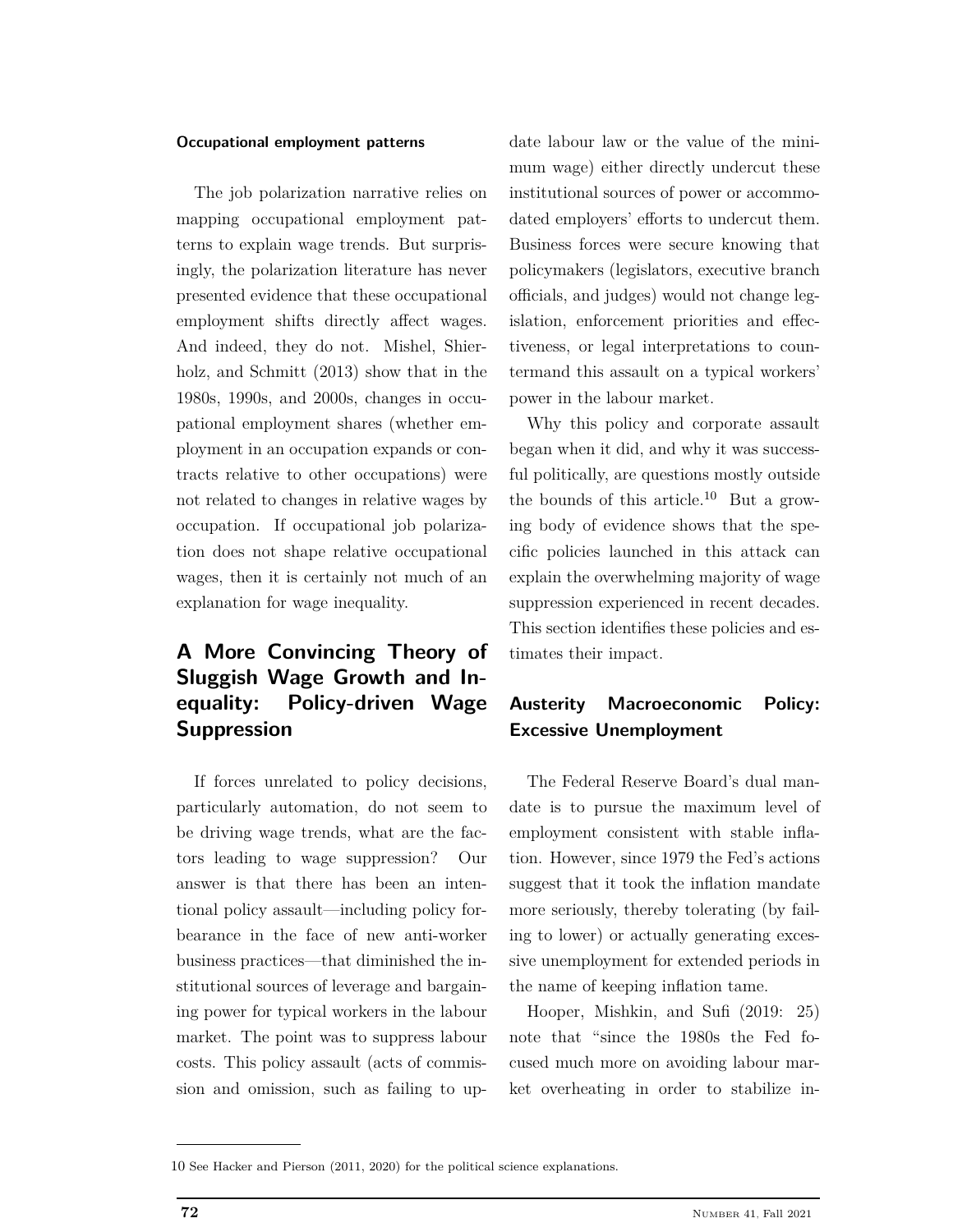#### Occupational employment patterns

The job polarization narrative relies on mapping occupational employment patterns to explain wage trends. But surprisingly, the polarization literature has never presented evidence that these occupational employment shifts directly affect wages. And indeed, they do not. Mishel, Shierholz, and Schmitt (2013) show that in the 1980s, 1990s, and 2000s, changes in occupational employment shares (whether employment in an occupation expands or contracts relative to other occupations) were not related to changes in relative wages by occupation. If occupational job polarization does not shape relative occupational wages, then it is certainly not much of an explanation for wage inequality.

## A More Convincing Theory of Sluggish Wage Growth and Inequality: Policy-driven Wage Suppression

If forces unrelated to policy decisions, particularly automation, do not seem to be driving wage trends, what are the factors leading to wage suppression? Our answer is that there has been an intentional policy assault—including policy forbearance in the face of new anti-worker business practices—that diminished the institutional sources of leverage and bargaining power for typical workers in the labour market. The point was to suppress labour costs. This policy assault (acts of commission and omission, such as failing to update labour law or the value of the minimum wage) either directly undercut these institutional sources of power or accommodated employers' efforts to undercut them. Business forces were secure knowing that policymakers (legislators, executive branch officials, and judges) would not change legislation, enforcement priorities and effectiveness, or legal interpretations to countermand this assault on a typical workers' power in the labour market.

Why this policy and corporate assault began when it did, and why it was successful politically, are questions mostly outside the bounds of this article.[10] But a growing body of evidence shows that the specific policies launched in this attack can explain the overwhelming majority of wage suppression experienced in recent decades. This section identifies these policies and estimates their impact.

### Austerity Macroeconomic Policy: Excessive Unemployment

The Federal Reserve Board's dual mandate is to pursue the maximum level of employment consistent with stable inflation. However, since 1979 the Fed's actions suggest that it took the inflation mandate more seriously, thereby tolerating (by failing to lower) or actually generating excessive unemployment for extended periods in the name of keeping inflation tame.

Hooper, Mishkin, and Sufi (2019: 25) note that "since the 1980s the Fed focused much more on avoiding labour market overheating in order to stabilize in-

---

10 See Hacker and Pierson (2011, 2020) for the political science explanations.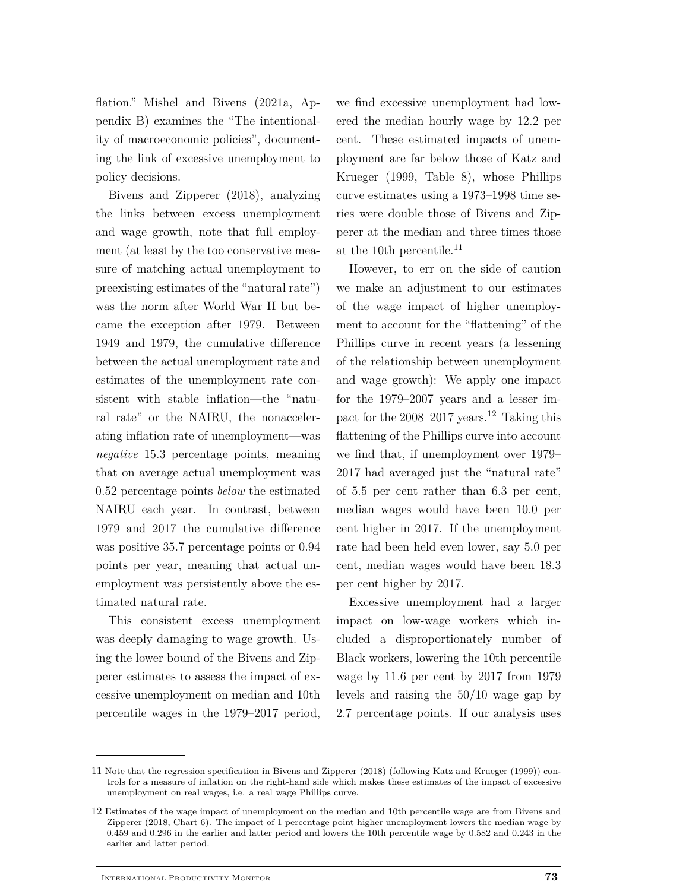flation." Mishel and Bivens (2021a, Appendix B) examines the "The intentionality of macroeconomic policies", documenting the link of excessive unemployment to policy decisions.

Bivens and Zipperer (2018), analyzing the links between excess unemployment and wage growth, note that full employment (at least by the too conservative measure of matching actual unemployment to preexisting estimates of the "natural rate") was the norm after World War II but became the exception after 1979. Between 1949 and 1979, the cumulative difference between the actual unemployment rate and estimates of the unemployment rate consistent with stable inflation—the "natural rate" or the NAIRU, the nonaccelerating inflation rate of unemployment—was *negative* 15.3 percentage points, meaning that on average actual unemployment was 0.52 percentage points *below* the estimated NAIRU each year. In contrast, between 1979 and 2017 the cumulative difference was positive 35.7 percentage points or 0.94 points per year, meaning that actual unemployment was persistently above the estimated natural rate.

This consistent excess unemployment was deeply damaging to wage growth. Using the lower bound of the Bivens and Zipperer estimates to assess the impact of excessive unemployment on median and 10th percentile wages in the 1979–2017 period, we find excessive unemployment had lowered the median hourly wage by 12.2 per cent. These estimated impacts of unemployment are far below those of Katz and Krueger (1999, Table 8), whose Phillips curve estimates using a 1973–1998 time series were double those of Bivens and Zipperer at the median and three times those at the 10th percentile.[11]

However, to err on the side of caution we make an adjustment to our estimates of the wage impact of higher unemployment to account for the "flattening" of the Phillips curve in recent years (a lessening of the relationship between unemployment and wage growth): We apply one impact for the 1979–2007 years and a lesser impact for the 2008–2017 years.[12] Taking this flattening of the Phillips curve into account we find that, if unemployment over 1979–2017 had averaged just the "natural rate" of 5.5 per cent rather than 6.3 per cent, median wages would have been 10.0 per cent higher in 2017. If the unemployment rate had been held even lower, say 5.0 per cent, median wages would have been 18.3 per cent higher by 2017.

Excessive unemployment had a larger impact on low-wage workers which included a disproportionately number of Black workers, lowering the 10th percentile wage by 11.6 per cent by 2017 from 1979 levels and raising the 50/10 wage gap by 2.7 percentage points. If our analysis uses

---

11 Note that the regression specification in Bivens and Zipperer (2018) (following Katz and Krueger (1999)) controls for a measure of inflation on the right-hand side which makes these estimates of the impact of excessive unemployment on real wages, i.e. a real wage Phillips curve.

12 Estimates of the wage impact of unemployment on the median and 10th percentile wage are from Bivens and Zipperer (2018, Chart 6). The impact of 1 percentage point higher unemployment lowers the median wage by 0.459 and 0.296 in the earlier and latter period and lowers the 10th percentile wage by 0.582 and 0.243 in the earlier and latter period.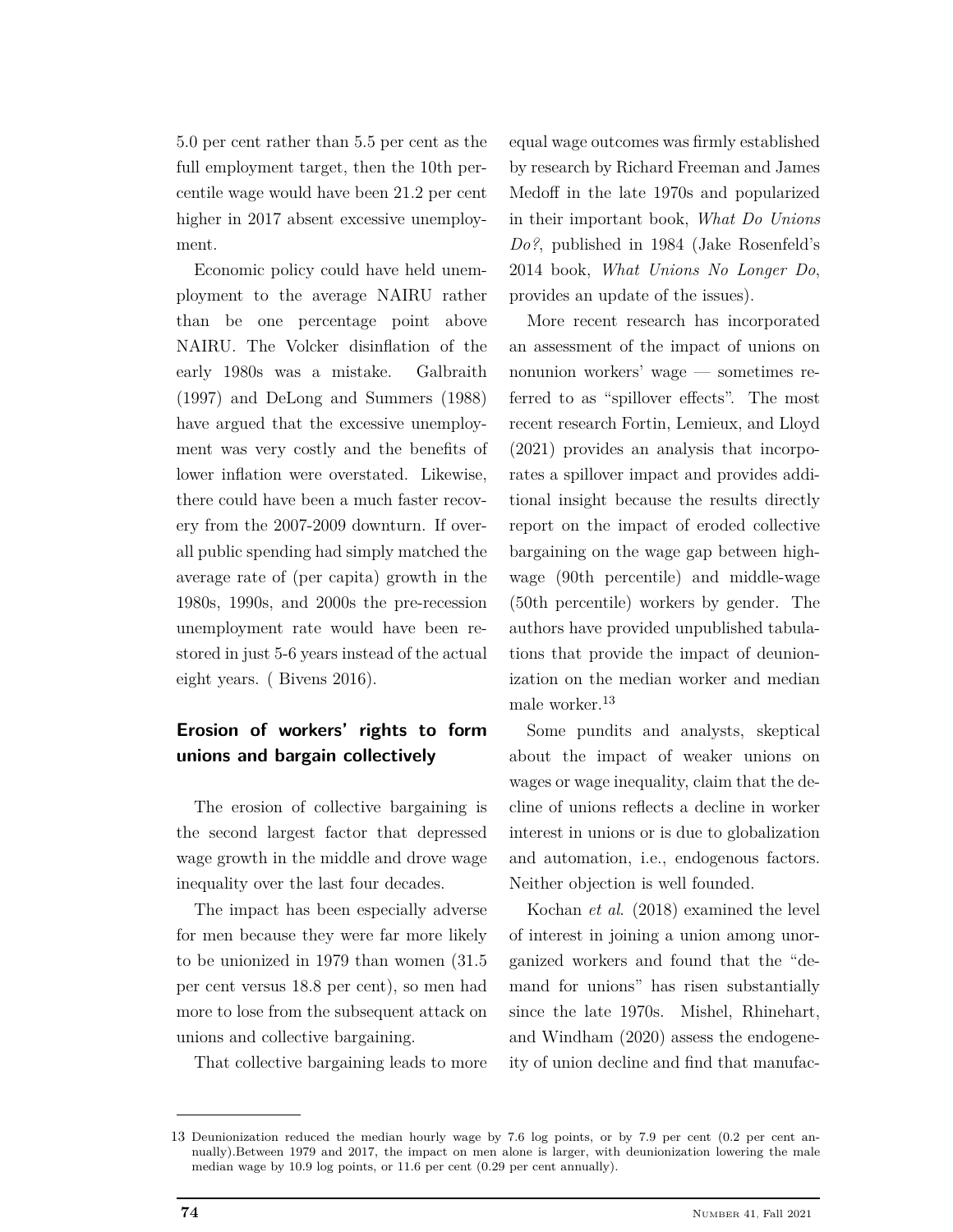5.0 per cent rather than 5.5 per cent as the full employment target, then the 10th percentile wage would have been 21.2 per cent higher in 2017 absent excessive unemployment.

Economic policy could have held unemployment to the average NAIRU rather than be one percentage point above NAIRU. The Volcker disinflation of the early 1980s was a mistake. Galbraith (1997) and DeLong and Summers (1988) have argued that the excessive unemployment was very costly and the benefits of lower inflation were overstated. Likewise, there could have been a much faster recovery from the 2007-2009 downturn. If overall public spending had simply matched the average rate of (per capita) growth in the 1980s, 1990s, and 2000s the pre-recession unemployment rate would have been restored in just 5-6 years instead of the actual eight years. ( Bivens 2016).

## Erosion of workers' rights to form unions and bargain collectively

The erosion of collective bargaining is the second largest factor that depressed wage growth in the middle and drove wage inequality over the last four decades.

The impact has been especially adverse for men because they were far more likely to be unionized in 1979 than women (31.5 per cent versus 18.8 per cent), so men had more to lose from the subsequent attack on unions and collective bargaining.

That collective bargaining leads to more equal wage outcomes was firmly established by research by Richard Freeman and James Medoff in the late 1970s and popularized in their important book, *What Do Unions Do?*, published in 1984 (Jake Rosenfeld's 2014 book, *What Unions No Longer Do*, provides an update of the issues).

More recent research has incorporated an assessment of the impact of unions on nonunion workers' wage — sometimes referred to as "spillover effects". The most recent research Fortin, Lemieux, and Lloyd (2021) provides an analysis that incorporates a spillover impact and provides additional insight because the results directly report on the impact of eroded collective bargaining on the wage gap between high-wage (90th percentile) and middle-wage (50th percentile) workers by gender. The authors have provided unpublished tabulations that provide the impact of deunionization on the median worker and median male worker.[13]

Some pundits and analysts, skeptical about the impact of weaker unions on wages or wage inequality, claim that the decline of unions reflects a decline in worker interest in unions or is due to globalization and automation, i.e., endogenous factors. Neither objection is well founded.

Kochan *et al*. (2018) examined the level of interest in joining a union among unorganized workers and found that the "demand for unions" has risen substantially since the late 1970s. Mishel, Rhinehart, and Windham (2020) assess the endogeneity of union decline and find that manufac-

---

13 Deunionization reduced the median hourly wage by 7.6 log points, or by 7.9 per cent (0.2 per cent annually).Between 1979 and 2017, the impact on men alone is larger, with deunionization lowering the male median wage by 10.9 log points, or 11.6 per cent (0.29 per cent annually).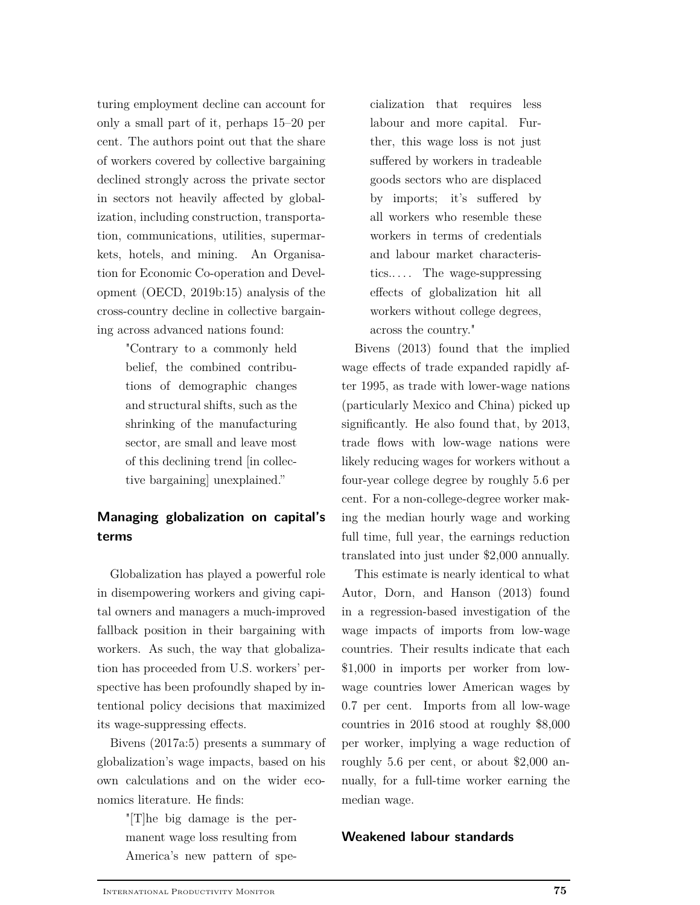turing employment decline can account for only a small part of it, perhaps 15–20 per cent. The authors point out that the share of workers covered by collective bargaining declined strongly across the private sector in sectors not heavily affected by globalization, including construction, transportation, communications, utilities, supermarkets, hotels, and mining. An Organisation for Economic Co-operation and Development (OECD, 2019b:15) analysis of the cross-country decline in collective bargaining across advanced nations found:

> "Contrary to a commonly held belief, the combined contributions of demographic changes and structural shifts, such as the shrinking of the manufacturing sector, are small and leave most of this declining trend [in collective bargaining] unexplained."

## Managing globalization on capital's terms

Globalization has played a powerful role in disempowering workers and giving capital owners and managers a much-improved fallback position in their bargaining with workers. As such, the way that globalization has proceeded from U.S. workers' perspective has been profoundly shaped by intentional policy decisions that maximized its wage-suppressing effects.

Bivens (2017a:5) presents a summary of globalization's wage impacts, based on his own calculations and on the wider economics literature. He finds:

> "[T]he big damage is the permanent wage loss resulting from America's new pattern of specialization that requires less labour and more capital. Further, this wage loss is not just suffered by workers in tradeable goods sectors who are displaced by imports; it's suffered by all workers who resemble these workers in terms of credentials and labour market characteristics.. . . . The wage-suppressing effects of globalization hit all workers without college degrees, across the country."

Bivens (2013) found that the implied wage effects of trade expanded rapidly after 1995, as trade with lower-wage nations (particularly Mexico and China) picked up significantly. He also found that, by 2013, trade flows with low-wage nations were likely reducing wages for workers without a four-year college degree by roughly 5.6 per cent. For a non-college-degree worker making the median hourly wage and working full time, full year, the earnings reduction translated into just under $2,000 annually.

This estimate is nearly identical to what Autor, Dorn, and Hanson (2013) found in a regression-based investigation of the wage impacts of imports from low-wage countries. Their results indicate that each $1,000 in imports per worker from low-wage countries lower American wages by 0.7 per cent. Imports from all low-wage countries in 2016 stood at roughly $8,000 per worker, implying a wage reduction of roughly 5.6 per cent, or about $2,000 annually, for a full-time worker earning the median wage.

## Weakened labour standards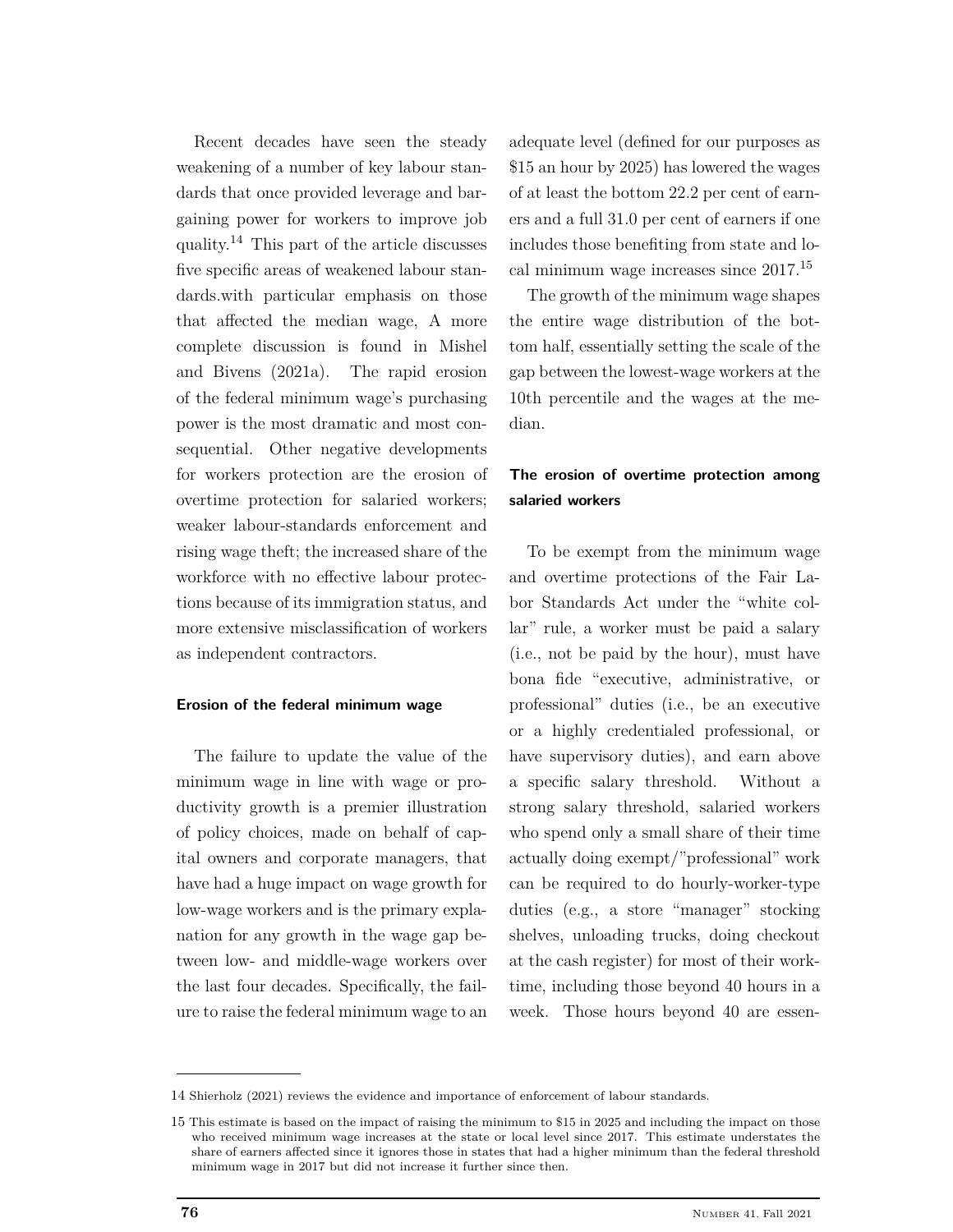Recent decades have seen the steady weakening of a number of key labour standards that once provided leverage and bargaining power for workers to improve job quality.[14] This part of the article discusses five specific areas of weakened labour standards.with particular emphasis on those that affected the median wage, A more complete discussion is found in Mishel and Bivens (2021a). The rapid erosion of the federal minimum wage's purchasing power is the most dramatic and most consequential. Other negative developments for workers protection are the erosion of overtime protection for salaried workers; weaker labour-standards enforcement and rising wage theft; the increased share of the workforce with no effective labour protections because of its immigration status, and more extensive misclassification of workers as independent contractors.

#### Erosion of the federal minimum wage

The failure to update the value of the minimum wage in line with wage or productivity growth is a premier illustration of policy choices, made on behalf of capital owners and corporate managers, that have had a huge impact on wage growth for low-wage workers and is the primary explanation for any growth in the wage gap between low- and middle-wage workers over the last four decades. Specifically, the failure to raise the federal minimum wage to an adequate level (defined for our purposes as $15 an hour by 2025) has lowered the wages of at least the bottom 22.2 per cent of earners and a full 31.0 per cent of earners if one includes those benefiting from state and local minimum wage increases since 2017.[15]

The growth of the minimum wage shapes the entire wage distribution of the bottom half, essentially setting the scale of the gap between the lowest-wage workers at the 10th percentile and the wages at the median.

#### The erosion of overtime protection among salaried workers

To be exempt from the minimum wage and overtime protections of the Fair Labor Standards Act under the "white collar" rule, a worker must be paid a salary (i.e., not be paid by the hour), must have bona fide "executive, administrative, or professional" duties (i.e., be an executive or a highly credentialed professional, or have supervisory duties), and earn above a specific salary threshold. Without a strong salary threshold, salaried workers who spend only a small share of their time actually doing exempt/"professional" work can be required to do hourly-worker-type duties (e.g., a store "manager" stocking shelves, unloading trucks, doing checkout at the cash register) for most of their worktime, including those beyond 40 hours in a week. Those hours beyond 40 are essen-

---

14 Shierholz (2021) reviews the evidence and importance of enforcement of labour standards.

15 This estimate is based on the impact of raising the minimum to $15 in 2025 and including the impact on those who received minimum wage increases at the state or local level since 2017. This estimate understates the share of earners affected since it ignores those in states that had a higher minimum than the federal threshold minimum wage in 2017 but did not increase it further since then.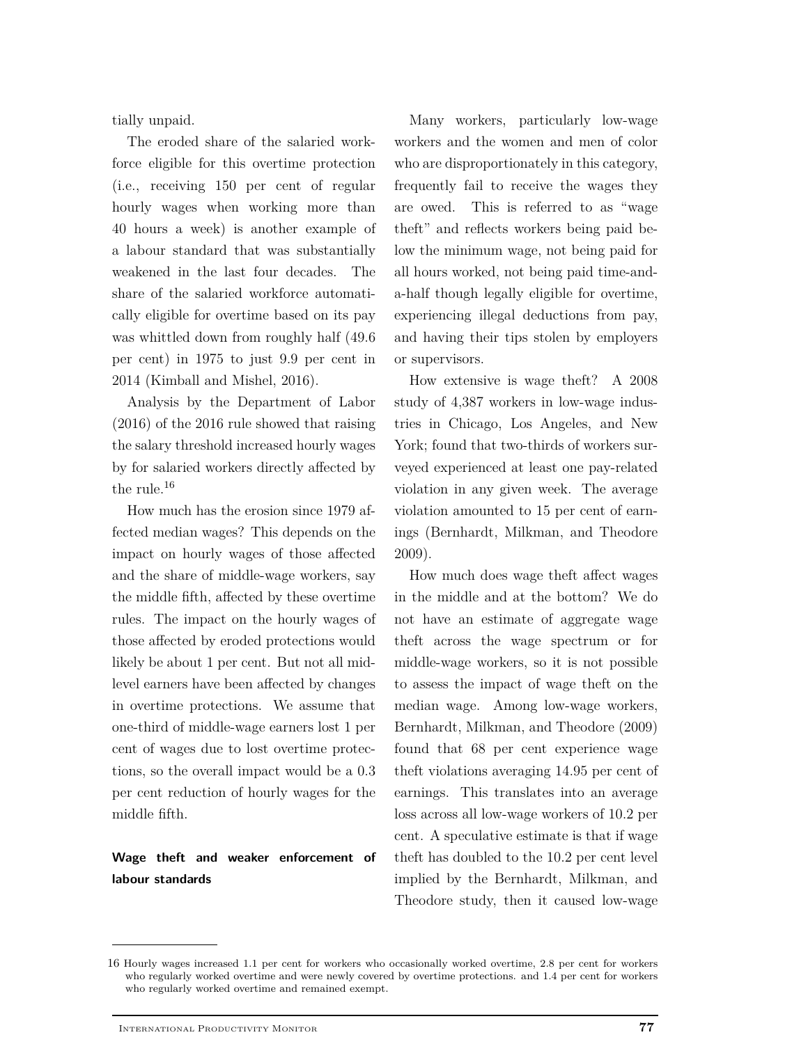tially unpaid.

The eroded share of the salaried workforce eligible for this overtime protection (i.e., receiving 150 per cent of regular hourly wages when working more than 40 hours a week) is another example of a labour standard that was substantially weakened in the last four decades. The share of the salaried workforce automatically eligible for overtime based on its pay was whittled down from roughly half (49.6 per cent) in 1975 to just 9.9 per cent in 2014 (Kimball and Mishel, 2016).

Analysis by the Department of Labor (2016) of the 2016 rule showed that raising the salary threshold increased hourly wages by for salaried workers directly affected by the rule.[16]

How much has the erosion since 1979 affected median wages? This depends on the impact on hourly wages of those affected and the share of middle-wage workers, say the middle fifth, affected by these overtime rules. The impact on the hourly wages of those affected by eroded protections would likely be about 1 per cent. But not all mid-level earners have been affected by changes in overtime protections. We assume that one-third of middle-wage earners lost 1 per cent of wages due to lost overtime protections, so the overall impact would be a 0.3 per cent reduction of hourly wages for the middle fifth.

#### Wage theft and weaker enforcement of labour standards

Many workers, particularly low-wage workers and the women and men of color who are disproportionately in this category, frequently fail to receive the wages they are owed. This is referred to as "wage theft" and reflects workers being paid below the minimum wage, not being paid for all hours worked, not being paid time-and-a-half though legally eligible for overtime, experiencing illegal deductions from pay, and having their tips stolen by employers or supervisors.

How extensive is wage theft? A 2008 study of 4,387 workers in low-wage industries in Chicago, Los Angeles, and New York; found that two-thirds of workers surveyed experienced at least one pay-related violation in any given week. The average violation amounted to 15 per cent of earnings (Bernhardt, Milkman, and Theodore 2009).

How much does wage theft affect wages in the middle and at the bottom? We do not have an estimate of aggregate wage theft across the wage spectrum or for middle-wage workers, so it is not possible to assess the impact of wage theft on the median wage. Among low-wage workers, Bernhardt, Milkman, and Theodore (2009) found that 68 per cent experience wage theft violations averaging 14.95 per cent of earnings. This translates into an average loss across all low-wage workers of 10.2 per cent. A speculative estimate is that if wage theft has doubled to the 10.2 per cent level implied by the Bernhardt, Milkman, and Theodore study, then it caused low-wage

---

16 Hourly wages increased 1.1 per cent for workers who occasionally worked overtime, 2.8 per cent for workers who regularly worked overtime and were newly covered by overtime protections. and 1.4 per cent for workers who regularly worked overtime and remained exempt.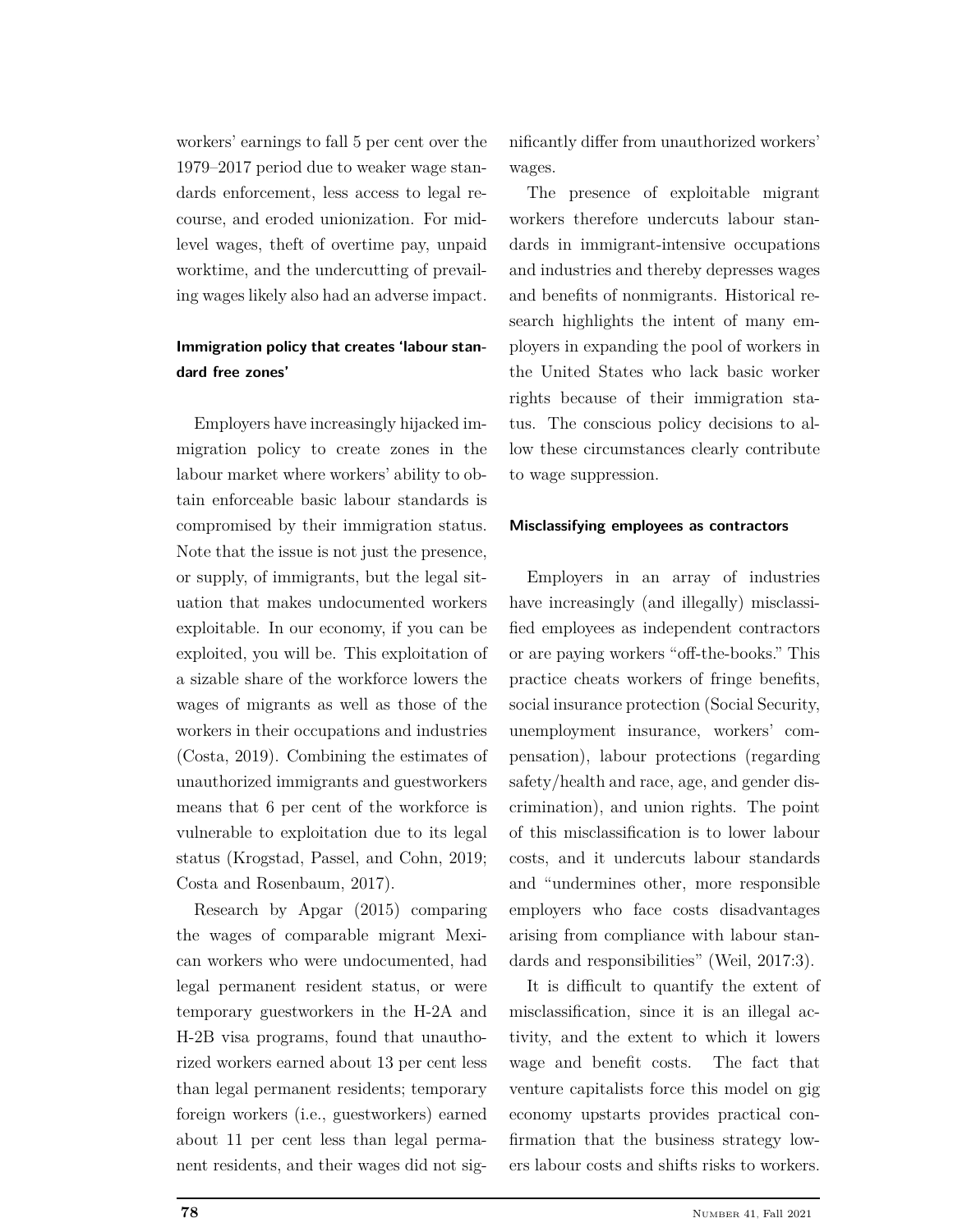workers' earnings to fall 5 per cent over the 1979–2017 period due to weaker wage standards enforcement, less access to legal recourse, and eroded unionization. For mid-level wages, theft of overtime pay, unpaid worktime, and the undercutting of prevailing wages likely also had an adverse impact.

### Immigration policy that creates 'labour standard free zones'

Employers have increasingly hijacked immigration policy to create zones in the labour market where workers' ability to obtain enforceable basic labour standards is compromised by their immigration status. Note that the issue is not just the presence, or supply, of immigrants, but the legal situation that makes undocumented workers exploitable. In our economy, if you can be exploited, you will be. This exploitation of a sizable share of the workforce lowers the wages of migrants as well as those of the workers in their occupations and industries (Costa, 2019). Combining the estimates of unauthorized immigrants and guestworkers means that 6 per cent of the workforce is vulnerable to exploitation due to its legal status (Krogstad, Passel, and Cohn, 2019; Costa and Rosenbaum, 2017).

Research by Apgar (2015) comparing the wages of comparable migrant Mexican workers who were undocumented, had legal permanent resident status, or were temporary guestworkers in the H-2A and H-2B visa programs, found that unauthorized workers earned about 13 per cent less than legal permanent residents; temporary foreign workers (i.e., guestworkers) earned about 11 per cent less than legal permanent residents, and their wages did not significantly differ from unauthorized workers' wages.

The presence of exploitable migrant workers therefore undercuts labour standards in immigrant-intensive occupations and industries and thereby depresses wages and benefits of nonmigrants. Historical research highlights the intent of many employers in expanding the pool of workers in the United States who lack basic worker rights because of their immigration status. The conscious policy decisions to allow these circumstances clearly contribute to wage suppression.

### Misclassifying employees as contractors

Employers in an array of industries have increasingly (and illegally) misclassified employees as independent contractors or are paying workers "off-the-books." This practice cheats workers of fringe benefits, social insurance protection (Social Security, unemployment insurance, workers' compensation), labour protections (regarding safety/health and race, age, and gender discrimination), and union rights. The point of this misclassification is to lower labour costs, and it undercuts labour standards and "undermines other, more responsible employers who face costs disadvantages arising from compliance with labour standards and responsibilities" (Weil, 2017:3).

It is difficult to quantify the extent of misclassification, since it is an illegal activity, and the extent to which it lowers wage and benefit costs. The fact that venture capitalists force this model on gig economy upstarts provides practical confirmation that the business strategy lowers labour costs and shifts risks to workers.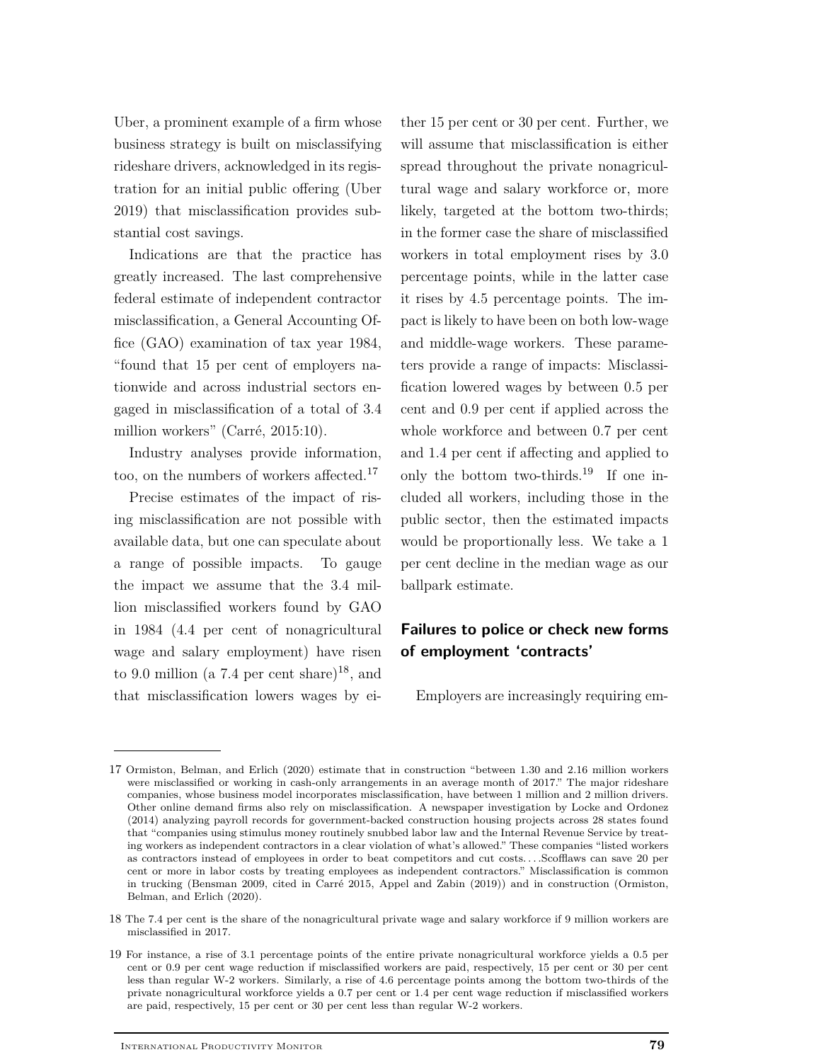Uber, a prominent example of a firm whose business strategy is built on misclassifying rideshare drivers, acknowledged in its registration for an initial public offering (Uber 2019) that misclassification provides substantial cost savings.

Indications are that the practice has greatly increased. The last comprehensive federal estimate of independent contractor misclassification, a General Accounting Office (GAO) examination of tax year 1984, "found that 15 per cent of employers nationwide and across industrial sectors engaged in misclassification of a total of 3.4 million workers" (Carré, 2015:10).

Industry analyses provide information, too, on the numbers of workers affected.[17]

Precise estimates of the impact of rising misclassification are not possible with available data, but one can speculate about a range of possible impacts. To gauge the impact we assume that the 3.4 million misclassified workers found by GAO in 1984 (4.4 per cent of nonagricultural wage and salary employment) have risen to 9.0 million (a 7.4 per cent share)[18], and that misclassification lowers wages by either 15 per cent or 30 per cent. Further, we will assume that misclassification is either spread throughout the private nonagricultural wage and salary workforce or, more likely, targeted at the bottom two-thirds; in the former case the share of misclassified workers in total employment rises by 3.0 percentage points, while in the latter case it rises by 4.5 percentage points. The impact is likely to have been on both low-wage and middle-wage workers. These parameters provide a range of impacts: Misclassification lowered wages by between 0.5 per cent and 0.9 per cent if applied across the whole workforce and between 0.7 per cent and 1.4 per cent if affecting and applied to only the bottom two-thirds.[19] If one included all workers, including those in the public sector, then the estimated impacts would be proportionally less. We take a 1 per cent decline in the median wage as our ballpark estimate.

## Failures to police or check new forms of employment 'contracts'

Employers are increasingly requiring em-

---

17 Ormiston, Belman, and Erlich (2020) estimate that in construction "between 1.30 and 2.16 million workers were misclassified or working in cash-only arrangements in an average month of 2017." The major rideshare companies, whose business model incorporates misclassification, have between 1 million and 2 million drivers. Other online demand firms also rely on misclassification. A newspaper investigation by Locke and Ordonez (2014) analyzing payroll records for government-backed construction housing projects across 28 states found that "companies using stimulus money routinely snubbed labor law and the Internal Revenue Service by treating workers as independent contractors in a clear violation of what's allowed." These companies "listed workers as contractors instead of employees in order to beat competitors and cut costs. . . .Scofflaws can save 20 per cent or more in labor costs by treating employees as independent contractors." Misclassification is common in trucking (Bensman 2009, cited in Carré 2015, Appel and Zabin (2019)) and in construction (Ormiston, Belman, and Erlich (2020).

18 The 7.4 per cent is the share of the nonagricultural private wage and salary workforce if 9 million workers are misclassified in 2017.

19 For instance, a rise of 3.1 percentage points of the entire private nonagricultural workforce yields a 0.5 per cent or 0.9 per cent wage reduction if misclassified workers are paid, respectively, 15 per cent or 30 per cent less than regular W-2 workers. Similarly, a rise of 4.6 percentage points among the bottom two-thirds of the private nonagricultural workforce yields a 0.7 per cent or 1.4 per cent wage reduction if misclassified workers are paid, respectively, 15 per cent or 30 per cent less than regular W-2 workers.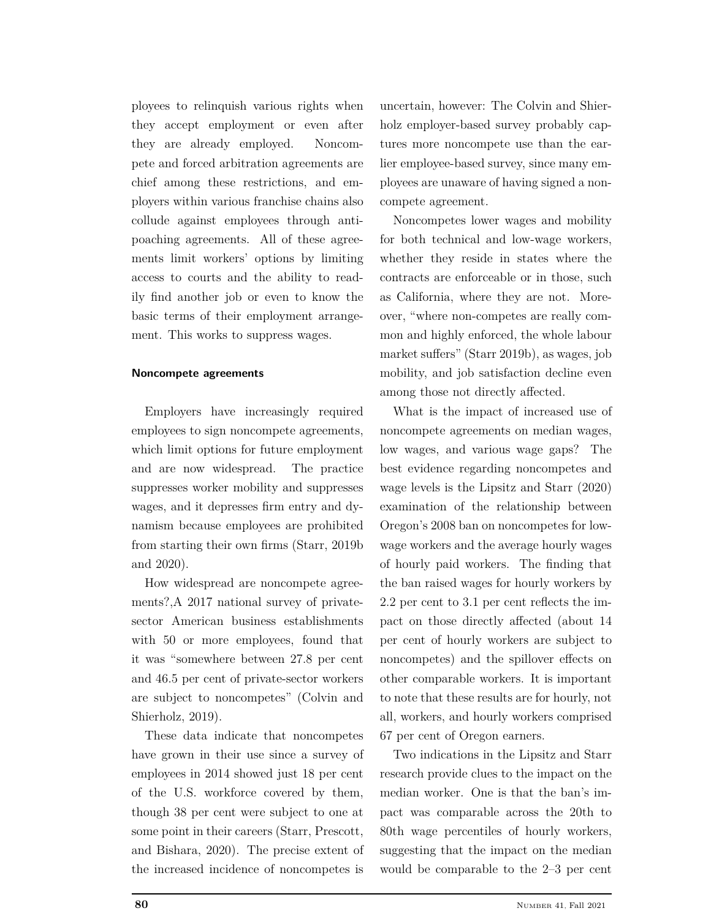ployees to relinquish various rights when they accept employment or even after they are already employed. Noncompete and forced arbitration agreements are chief among these restrictions, and employers within various franchise chains also collude against employees through anti-poaching agreements. All of these agreements limit workers' options by limiting access to courts and the ability to readily find another job or even to know the basic terms of their employment arrangement. This works to suppress wages.

#### Noncompete agreements

Employers have increasingly required employees to sign noncompete agreements, which limit options for future employment and are now widespread. The practice suppresses worker mobility and suppresses wages, and it depresses firm entry and dynamism because employees are prohibited from starting their own firms (Starr, 2019b and 2020).

How widespread are noncompete agreements?,A 2017 national survey of private-sector American business establishments with 50 or more employees, found that it was "somewhere between 27.8 per cent and 46.5 per cent of private-sector workers are subject to noncompetes" (Colvin and Shierholz, 2019).

These data indicate that noncompetes have grown in their use since a survey of employees in 2014 showed just 18 per cent of the U.S. workforce covered by them, though 38 per cent were subject to one at some point in their careers (Starr, Prescott, and Bishara, 2020). The precise extent of the increased incidence of noncompetes is uncertain, however: The Colvin and Shierholz employer-based survey probably captures more noncompete use than the earlier employee-based survey, since many employees are unaware of having signed a noncompete agreement.

Noncompetes lower wages and mobility for both technical and low-wage workers, whether they reside in states where the contracts are enforceable or in those, such as California, where they are not. Moreover, "where non-competes are really common and highly enforced, the whole labour market suffers" (Starr 2019b), as wages, job mobility, and job satisfaction decline even among those not directly affected.

What is the impact of increased use of noncompete agreements on median wages, low wages, and various wage gaps? The best evidence regarding noncompetes and wage levels is the Lipsitz and Starr (2020) examination of the relationship between Oregon's 2008 ban on noncompetes for low-wage workers and the average hourly wages of hourly paid workers. The finding that the ban raised wages for hourly workers by 2.2 per cent to 3.1 per cent reflects the impact on those directly affected (about 14 per cent of hourly workers are subject to noncompetes) and the spillover effects on other comparable workers. It is important to note that these results are for hourly, not all, workers, and hourly workers comprised 67 per cent of Oregon earners.

Two indications in the Lipsitz and Starr research provide clues to the impact on the median worker. One is that the ban's impact was comparable across the 20th to 80th wage percentiles of hourly workers, suggesting that the impact on the median would be comparable to the 2–3 per cent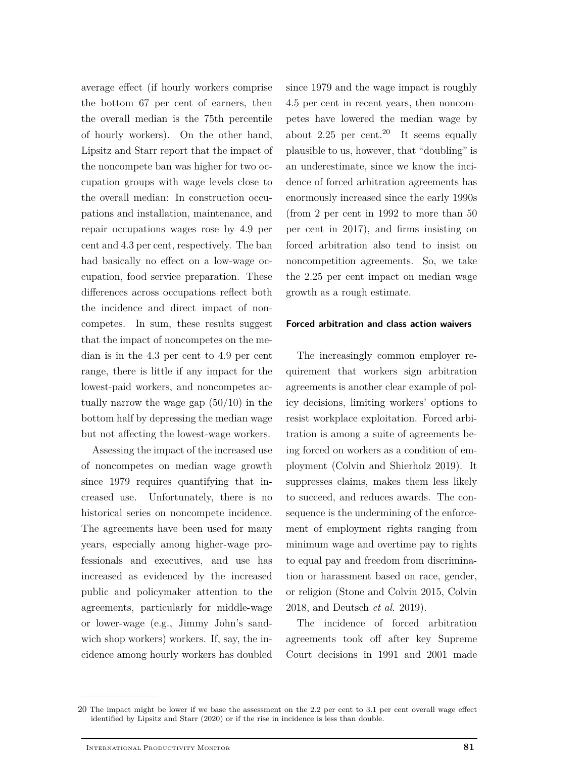average effect (if hourly workers comprise the bottom 67 per cent of earners, then the overall median is the 75th percentile of hourly workers). On the other hand, Lipsitz and Starr report that the impact of the noncompete ban was higher for two occupation groups with wage levels close to the overall median: In construction occupations and installation, maintenance, and repair occupations wages rose by 4.9 per cent and 4.3 per cent, respectively. The ban had basically no effect on a low-wage occupation, food service preparation. These differences across occupations reflect both the incidence and direct impact of noncompetes. In sum, these results suggest that the impact of noncompetes on the median is in the 4.3 per cent to 4.9 per cent range, there is little if any impact for the lowest-paid workers, and noncompetes actually narrow the wage gap (50/10) in the bottom half by depressing the median wage but not affecting the lowest-wage workers.

Assessing the impact of the increased use of noncompetes on median wage growth since 1979 requires quantifying that increased use. Unfortunately, there is no historical series on noncompete incidence. The agreements have been used for many years, especially among higher-wage professionals and executives, and use has increased as evidenced by the increased public and policymaker attention to the agreements, particularly for middle-wage or lower-wage (e.g., Jimmy John's sandwich shop workers) workers. If, say, the incidence among hourly workers has doubled since 1979 and the wage impact is roughly 4.5 per cent in recent years, then noncompetes have lowered the median wage by about 2.25 per cent.[20] It seems equally plausible to us, however, that "doubling" is an underestimate, since we know the incidence of forced arbitration agreements has enormously increased since the early 1990s (from 2 per cent in 1992 to more than 50 per cent in 2017), and firms insisting on forced arbitration also tend to insist on noncompetition agreements. So, we take the 2.25 per cent impact on median wage growth as a rough estimate.

#### Forced arbitration and class action waivers

The increasingly common employer requirement that workers sign arbitration agreements is another clear example of policy decisions, limiting workers' options to resist workplace exploitation. Forced arbitration is among a suite of agreements being forced on workers as a condition of employment (Colvin and Shierholz 2019). It suppresses claims, makes them less likely to succeed, and reduces awards. The consequence is the undermining of the enforcement of employment rights ranging from minimum wage and overtime pay to rights to equal pay and freedom from discrimination or harassment based on race, gender, or religion (Stone and Colvin 2015, Colvin 2018, and Deutsch *et al.* 2019).

The incidence of forced arbitration agreements took off after key Supreme Court decisions in 1991 and 2001 made

---

20 The impact might be lower if we base the assessment on the 2.2 per cent to 3.1 per cent overall wage effect identified by Lipsitz and Starr (2020) or if the rise in incidence is less than double.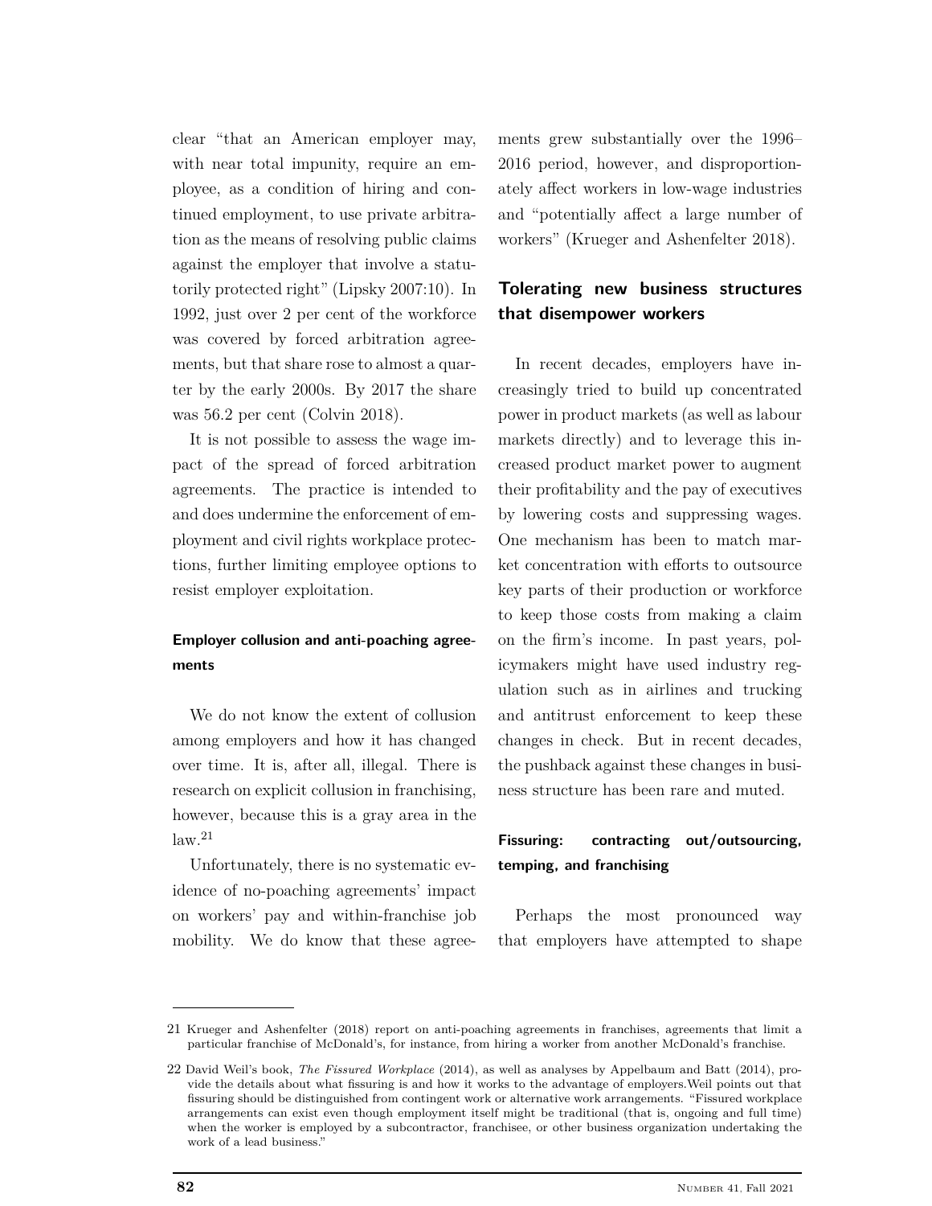clear "that an American employer may, with near total impunity, require an employee, as a condition of hiring and continued employment, to use private arbitration as the means of resolving public claims against the employer that involve a statutorily protected right" (Lipsky 2007:10). In 1992, just over 2 per cent of the workforce was covered by forced arbitration agreements, but that share rose to almost a quarter by the early 2000s. By 2017 the share was 56.2 per cent (Colvin 2018).

It is not possible to assess the wage impact of the spread of forced arbitration agreements. The practice is intended to and does undermine the enforcement of employment and civil rights workplace protections, further limiting employee options to resist employer exploitation.

#### Employer collusion and anti-poaching agreements

We do not know the extent of collusion among employers and how it has changed over time. It is, after all, illegal. There is research on explicit collusion in franchising, however, because this is a gray area in the law.[21]

Unfortunately, there is no systematic evidence of no-poaching agreements' impact on workers' pay and within-franchise job mobility. We do know that these agreements grew substantially over the 1996–2016 period, however, and disproportionately affect workers in low-wage industries and "potentially affect a large number of workers" (Krueger and Ashenfelter 2018).

### Tolerating new business structures that disempower workers

In recent decades, employers have increasingly tried to build up concentrated power in product markets (as well as labour markets directly) and to leverage this increased product market power to augment their profitability and the pay of executives by lowering costs and suppressing wages. One mechanism has been to match market concentration with efforts to outsource key parts of their production or workforce to keep those costs from making a claim on the firm's income. In past years, policymakers might have used industry regulation such as in airlines and trucking and antitrust enforcement to keep these changes in check. But in recent decades, the pushback against these changes in business structure has been rare and muted.

#### Fissuring: contracting out/outsourcing, temping, and franchising

Perhaps the most pronounced way that employers have attempted to shape

---

21 Krueger and Ashenfelter (2018) report on anti-poaching agreements in franchises, agreements that limit a particular franchise of McDonald's, for instance, from hiring a worker from another McDonald's franchise.

22 David Weil's book, *The Fissured Workplace* (2014), as well as analyses by Appelbaum and Batt (2014), provide the details about what fissuring is and how it works to the advantage of employers.Weil points out that fissuring should be distinguished from contingent work or alternative work arrangements. "Fissured workplace arrangements can exist even though employment itself might be traditional (that is, ongoing and full time) when the worker is employed by a subcontractor, franchisee, or other business organization undertaking the work of a lead business."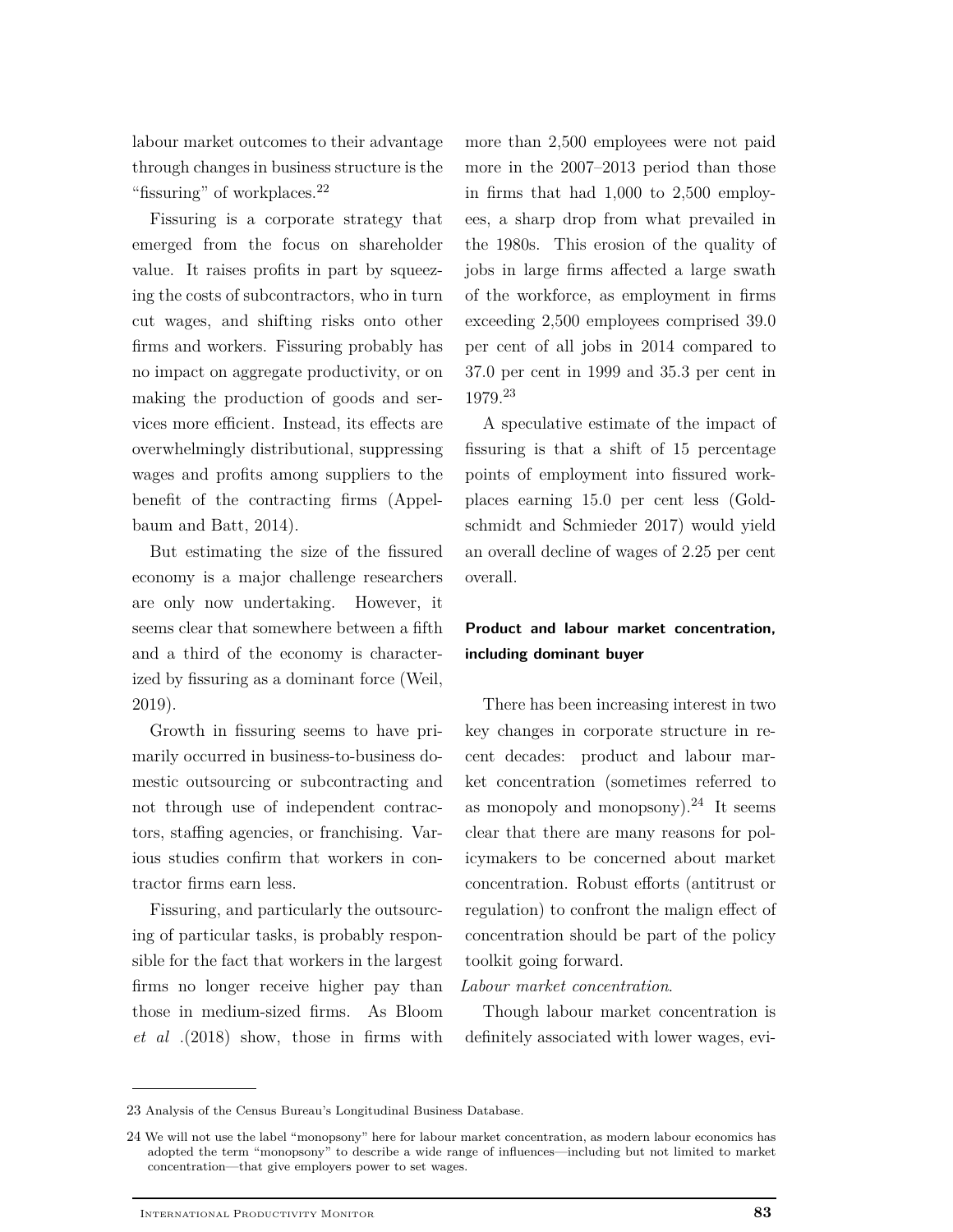labour market outcomes to their advantage through changes in business structure is the "fissuring" of workplaces.[22]

Fissuring is a corporate strategy that emerged from the focus on shareholder value. It raises profits in part by squeezing the costs of subcontractors, who in turn cut wages, and shifting risks onto other firms and workers. Fissuring probably has no impact on aggregate productivity, or on making the production of goods and services more efficient. Instead, its effects are overwhelmingly distributional, suppressing wages and profits among suppliers to the benefit of the contracting firms (Appelbaum and Batt, 2014).

But estimating the size of the fissured economy is a major challenge researchers are only now undertaking. However, it seems clear that somewhere between a fifth and a third of the economy is characterized by fissuring as a dominant force (Weil, 2019).

Growth in fissuring seems to have primarily occurred in business-to-business domestic outsourcing or subcontracting and not through use of independent contractors, staffing agencies, or franchising. Various studies confirm that workers in contractor firms earn less.

Fissuring, and particularly the outsourcing of particular tasks, is probably responsible for the fact that workers in the largest firms no longer receive higher pay than those in medium-sized firms. As Bloom *et al* .(2018) show, those in firms with more than 2,500 employees were not paid more in the 2007–2013 period than those in firms that had 1,000 to 2,500 employees, a sharp drop from what prevailed in the 1980s. This erosion of the quality of jobs in large firms affected a large swath of the workforce, as employment in firms exceeding 2,500 employees comprised 39.0 per cent of all jobs in 2014 compared to 37.0 per cent in 1999 and 35.3 per cent in 1979.[23]

A speculative estimate of the impact of fissuring is that a shift of 15 percentage points of employment into fissured workplaces earning 15.0 per cent less (Goldschmidt and Schmieder 2017) would yield an overall decline of wages of 2.25 per cent overall.

#### Product and labour market concentration, including dominant buyer

There has been increasing interest in two key changes in corporate structure in recent decades: product and labour market concentration (sometimes referred to as monopoly and monopsony).[24] It seems clear that there are many reasons for policymakers to be concerned about market concentration. Robust efforts (antitrust or regulation) to confront the malign effect of concentration should be part of the policy toolkit going forward.

*Labour market concentration*.

Though labour market concentration is definitely associated with lower wages, evi-

---

23 Analysis of the Census Bureau's Longitudinal Business Database.

24 We will not use the label "monopsony" here for labour market concentration, as modern labour economics has adopted the term "monopsony" to describe a wide range of influences—including but not limited to market concentration—that give employers power to set wages.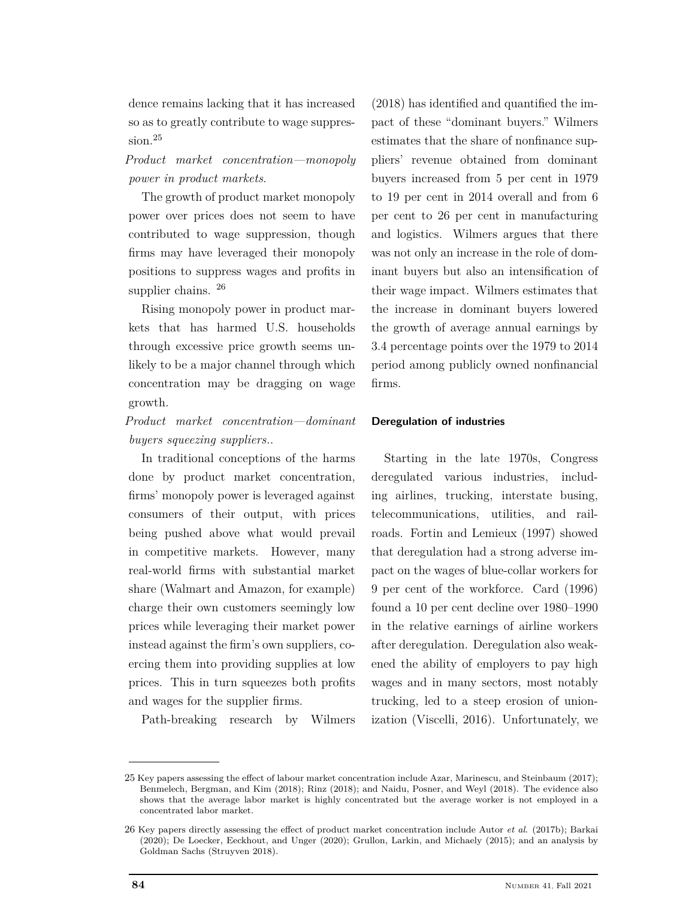dence remains lacking that it has increased so as to greatly contribute to wage suppression.[25]

*Product market concentration—monopoly power in product markets.*

The growth of product market monopoly power over prices does not seem to have contributed to wage suppression, though firms may have leveraged their monopoly positions to suppress wages and profits in supplier chains. [26]

Rising monopoly power in product markets that has harmed U.S. households through excessive price growth seems unlikely to be a major channel through which concentration may be dragging on wage growth.

*Product market concentration—dominant buyers squeezing suppliers..*

In traditional conceptions of the harms done by product market concentration, firms' monopoly power is leveraged against consumers of their output, with prices being pushed above what would prevail in competitive markets. However, many real-world firms with substantial market share (Walmart and Amazon, for example) charge their own customers seemingly low prices while leveraging their market power instead against the firm's own suppliers, coercing them into providing supplies at low prices. This in turn squeezes both profits and wages for the supplier firms.

Path-breaking research by Wilmers (2018) has identified and quantified the impact of these "dominant buyers." Wilmers estimates that the share of nonfinance suppliers' revenue obtained from dominant buyers increased from 5 per cent in 1979 to 19 per cent in 2014 overall and from 6 per cent to 26 per cent in manufacturing and logistics. Wilmers argues that there was not only an increase in the role of dominant buyers but also an intensification of their wage impact. Wilmers estimates that the increase in dominant buyers lowered the growth of average annual earnings by 3.4 percentage points over the 1979 to 2014 period among publicly owned nonfinancial firms.

#### Deregulation of industries

Starting in the late 1970s, Congress deregulated various industries, including airlines, trucking, interstate busing, telecommunications, utilities, and railroads. Fortin and Lemieux (1997) showed that deregulation had a strong adverse impact on the wages of blue-collar workers for 9 per cent of the workforce. Card (1996) found a 10 per cent decline over 1980–1990 in the relative earnings of airline workers after deregulation. Deregulation also weakened the ability of employers to pay high wages and in many sectors, most notably trucking, led to a steep erosion of unionization (Viscelli, 2016). Unfortunately, we

---

25 Key papers assessing the effect of labour market concentration include Azar, Marinescu, and Steinbaum (2017); Benmelech, Bergman, and Kim (2018); Rinz (2018); and Naidu, Posner, and Weyl (2018). The evidence also shows that the average labor market is highly concentrated but the average worker is not employed in a concentrated labor market.

26 Key papers directly assessing the effect of product market concentration include Autor *et al.* (2017b); Barkai (2020); De Loecker, Eeckhout, and Unger (2020); Grullon, Larkin, and Michaely (2015); and an analysis by Goldman Sachs (Struyven 2018).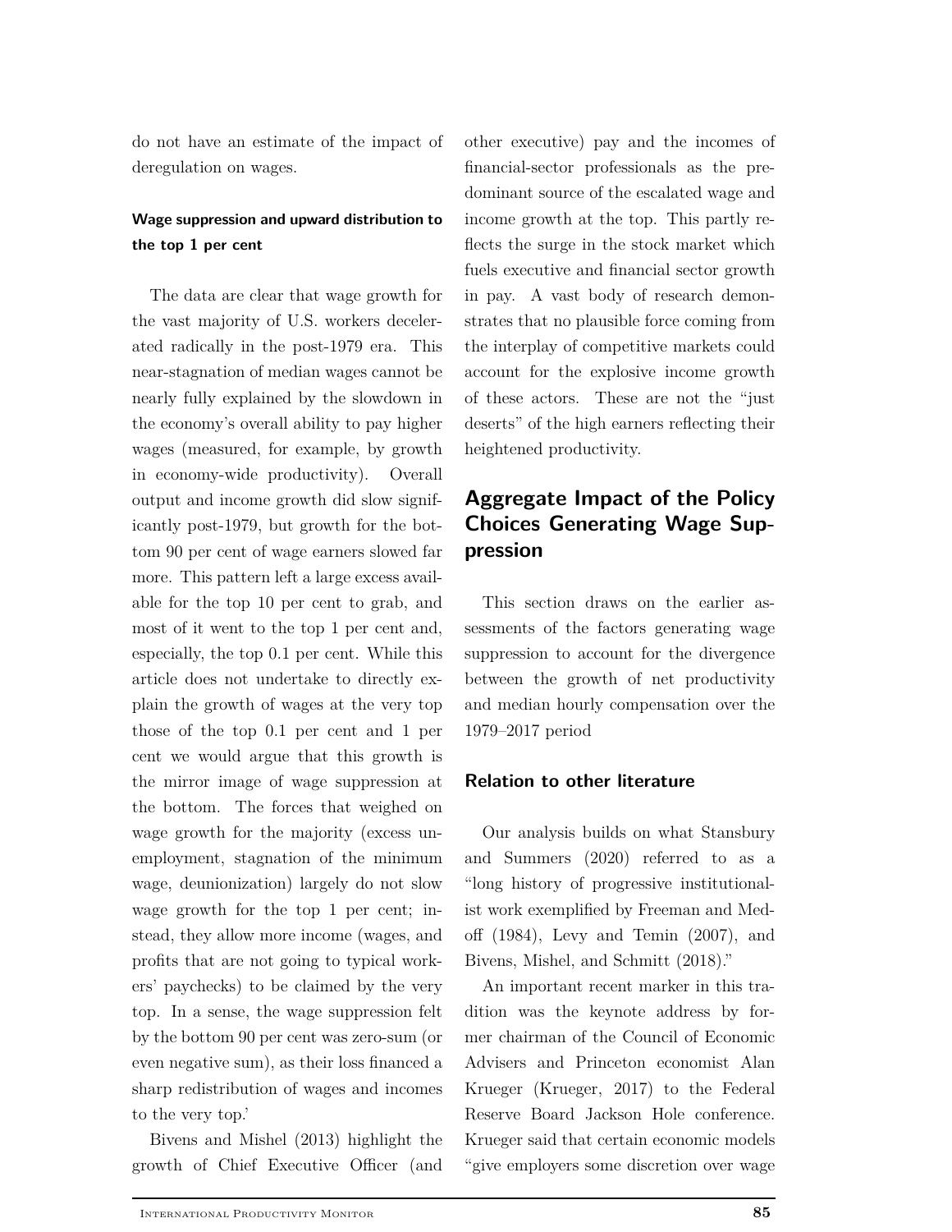do not have an estimate of the impact of deregulation on wages.

### Wage suppression and upward distribution to the top 1 per cent

The data are clear that wage growth for the vast majority of U.S. workers decelerated radically in the post-1979 era. This near-stagnation of median wages cannot be nearly fully explained by the slowdown in the economy's overall ability to pay higher wages (measured, for example, by growth in economy-wide productivity). Overall output and income growth did slow significantly post-1979, but growth for the bottom 90 per cent of wage earners slowed far more. This pattern left a large excess available for the top 10 per cent to grab, and most of it went to the top 1 per cent and, especially, the top 0.1 per cent. While this article does not undertake to directly explain the growth of wages at the very top those of the top 0.1 per cent and 1 per cent we would argue that this growth is the mirror image of wage suppression at the bottom. The forces that weighed on wage growth for the majority (excess unemployment, stagnation of the minimum wage, deunionization) largely do not slow wage growth for the top 1 per cent; instead, they allow more income (wages, and profits that are not going to typical workers' paychecks) to be claimed by the very top. In a sense, the wage suppression felt by the bottom 90 per cent was zero-sum (or even negative sum), as their loss financed a sharp redistribution of wages and incomes to the very top.'

Bivens and Mishel (2013) highlight the growth of Chief Executive Officer (and other executive) pay and the incomes of financial-sector professionals as the predominant source of the escalated wage and income growth at the top. This partly reflects the surge in the stock market which fuels executive and financial sector growth in pay. A vast body of research demonstrates that no plausible force coming from the interplay of competitive markets could account for the explosive income growth of these actors. These are not the "just deserts" of the high earners reflecting their heightened productivity.

## Aggregate Impact of the Policy Choices Generating Wage Suppression

This section draws on the earlier assessments of the factors generating wage suppression to account for the divergence between the growth of net productivity and median hourly compensation over the 1979–2017 period

### Relation to other literature

Our analysis builds on what Stansbury and Summers (2020) referred to as a "long history of progressive institutionalist work exemplified by Freeman and Medoff (1984), Levy and Temin (2007), and Bivens, Mishel, and Schmitt (2018)."

An important recent marker in this tradition was the keynote address by former chairman of the Council of Economic Advisers and Princeton economist Alan Krueger (Krueger, 2017) to the Federal Reserve Board Jackson Hole conference. Krueger said that certain economic models "give employers some discretion over wage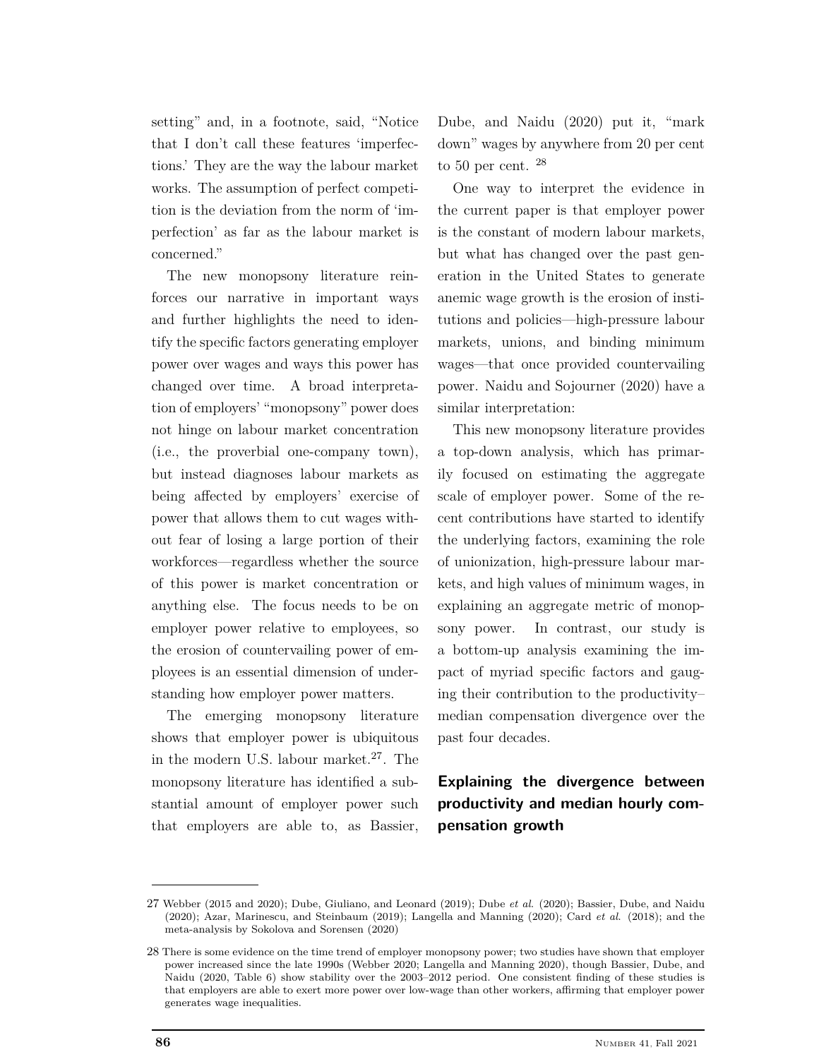setting" and, in a footnote, said, "Notice that I don't call these features 'imperfections.' They are the way the labour market works. The assumption of perfect competition is the deviation from the norm of 'imperfection' as far as the labour market is concerned."

The new monopsony literature reinforces our narrative in important ways and further highlights the need to identify the specific factors generating employer power over wages and ways this power has changed over time. A broad interpretation of employers' "monopsony" power does not hinge on labour market concentration (i.e., the proverbial one-company town), but instead diagnoses labour markets as being affected by employers' exercise of power that allows them to cut wages without fear of losing a large portion of their workforces—regardless whether the source of this power is market concentration or anything else. The focus needs to be on employer power relative to employees, so the erosion of countervailing power of employees is an essential dimension of understanding how employer power matters.

The emerging monopsony literature shows that employer power is ubiquitous in the modern U.S. labour market.[27]. The monopsony literature has identified a substantial amount of employer power such that employers are able to, as Bassier, Dube, and Naidu (2020) put it, "mark down" wages by anywhere from 20 per cent to 50 per cent. [28]

One way to interpret the evidence in the current paper is that employer power is the constant of modern labour markets, but what has changed over the past generation in the United States to generate anemic wage growth is the erosion of institutions and policies—high-pressure labour markets, unions, and binding minimum wages—that once provided countervailing power. Naidu and Sojourner (2020) have a similar interpretation:

This new monopsony literature provides a top-down analysis, which has primarily focused on estimating the aggregate scale of employer power. Some of the recent contributions have started to identify the underlying factors, examining the role of unionization, high-pressure labour markets, and high values of minimum wages, in explaining an aggregate metric of monopsony power. In contrast, our study is a bottom-up analysis examining the impact of myriad specific factors and gauging their contribution to the productivity–median compensation divergence over the past four decades.

## Explaining the divergence between productivity and median hourly compensation growth

27 Webber (2015 and 2020); Dube, Giuliano, and Leonard (2019); Dube *et al.* (2020); Bassier, Dube, and Naidu (2020); Azar, Marinescu, and Steinbaum (2019); Langella and Manning (2020); Card *et al.* (2018); and the meta-analysis by Sokolova and Sorensen (2020)

28 There is some evidence on the time trend of employer monopsony power; two studies have shown that employer power increased since the late 1990s (Webber 2020; Langella and Manning 2020), though Bassier, Dube, and Naidu (2020, Table 6) show stability over the 2003–2012 period. One consistent finding of these studies is that employers are able to exert more power over low-wage than other workers, affirming that employer power generates wage inequalities.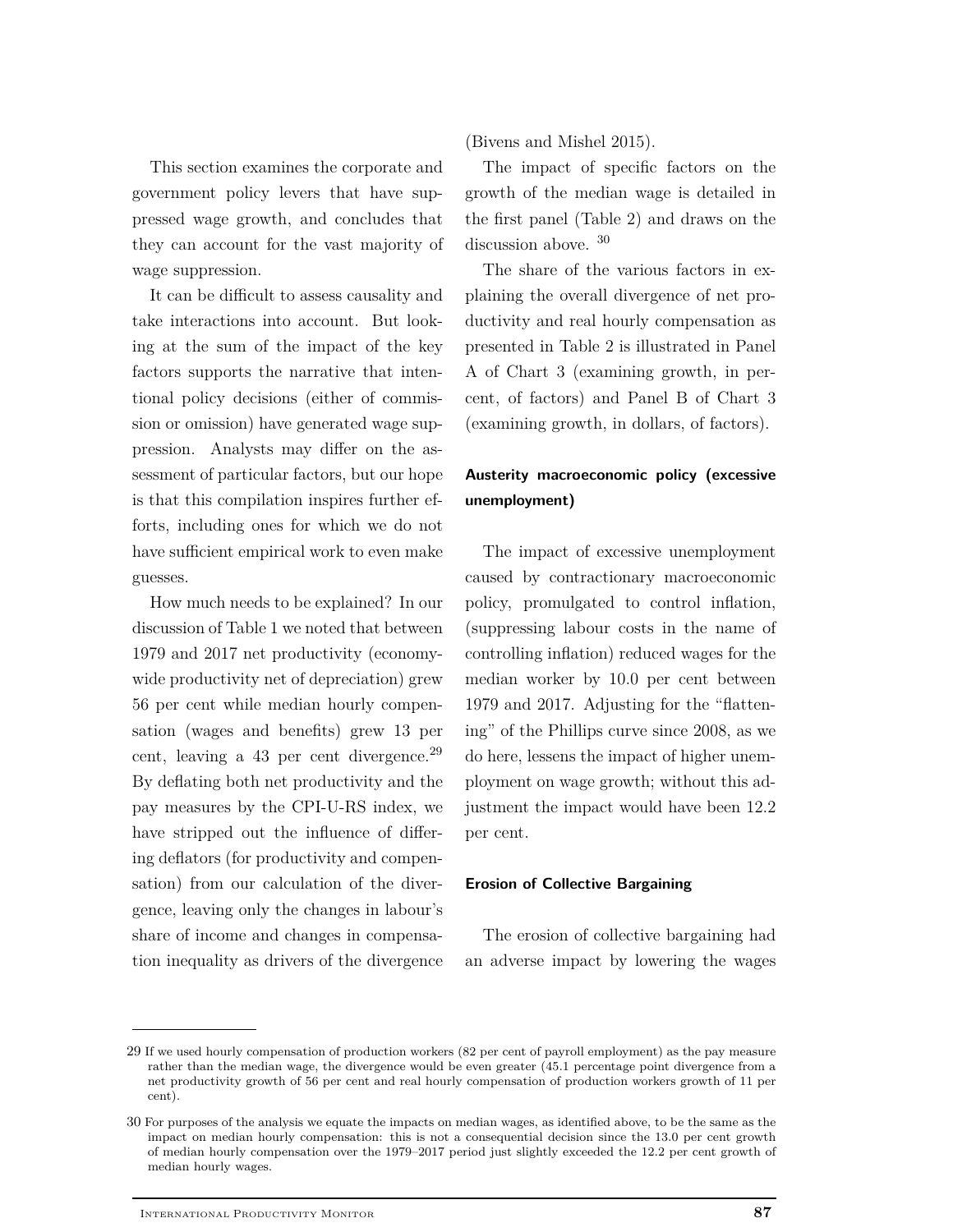This section examines the corporate and government policy levers that have suppressed wage growth, and concludes that they can account for the vast majority of wage suppression.

It can be difficult to assess causality and take interactions into account. But looking at the sum of the impact of the key factors supports the narrative that intentional policy decisions (either of commission or omission) have generated wage suppression. Analysts may differ on the assessment of particular factors, but our hope is that this compilation inspires further efforts, including ones for which we do not have sufficient empirical work to even make guesses.

How much needs to be explained? In our discussion of Table 1 we noted that between 1979 and 2017 net productivity (economy-wide productivity net of depreciation) grew 56 per cent while median hourly compensation (wages and benefits) grew 13 per cent, leaving a 43 per cent divergence.[29] By deflating both net productivity and the pay measures by the CPI-U-RS index, we have stripped out the influence of differing deflators (for productivity and compensation) from our calculation of the divergence, leaving only the changes in labour's share of income and changes in compensation inequality as drivers of the divergence (Bivens and Mishel 2015).

The impact of specific factors on the growth of the median wage is detailed in the first panel (Table 2) and draws on the discussion above. [30]

The share of the various factors in explaining the overall divergence of net productivity and real hourly compensation as presented in Table 2 is illustrated in Panel A of Chart 3 (examining growth, in percent, of factors) and Panel B of Chart 3 (examining growth, in dollars, of factors).

### Austerity macroeconomic policy (excessive unemployment)

The impact of excessive unemployment caused by contractionary macroeconomic policy, promulgated to control inflation, (suppressing labour costs in the name of controlling inflation) reduced wages for the median worker by 10.0 per cent between 1979 and 2017. Adjusting for the "flattening" of the Phillips curve since 2008, as we do here, lessens the impact of higher unemployment on wage growth; without this adjustment the impact would have been 12.2 per cent.

### Erosion of Collective Bargaining

The erosion of collective bargaining had an adverse impact by lowering the wages

---

29 If we used hourly compensation of production workers (82 per cent of payroll employment) as the pay measure rather than the median wage, the divergence would be even greater (45.1 percentage point divergence from a net productivity growth of 56 per cent and real hourly compensation of production workers growth of 11 per cent).

30 For purposes of the analysis we equate the impacts on median wages, as identified above, to be the same as the impact on median hourly compensation: this is not a consequential decision since the 13.0 per cent growth of median hourly compensation over the 1979–2017 period just slightly exceeded the 12.2 per cent growth of median hourly wages.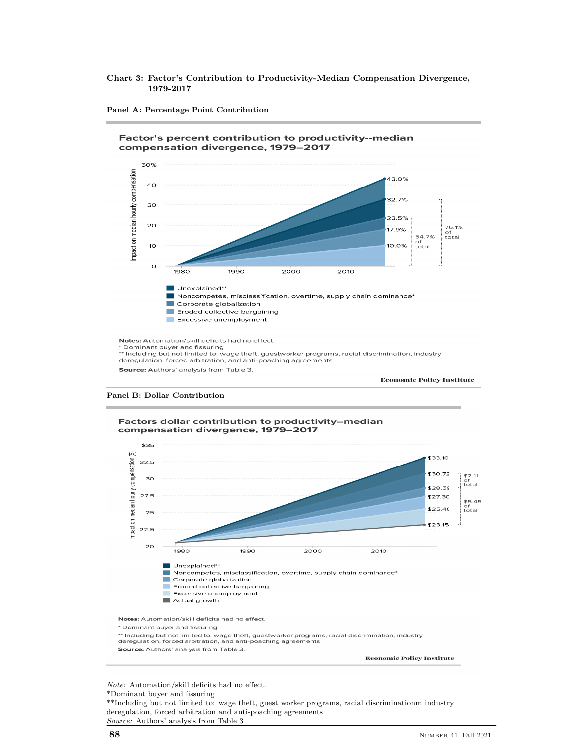**Chart 3: Factor's Contribution to Productivity-Median Compensation Divergence, 1979-2017**

**Panel A: Percentage Point Contribution**

**Factor's percent contribution to productivity--median compensation divergence, 1979–2017**

Impact on median hourly compensation

50%, 40, 30, 20, 10, 0

1980, 1990, 2000, 2010

43.0%
32.7%
23.5%
17.9%
10.0%

54.7% of total

76.1% of total

- Unexplained**
- Noncompetes, misclassification, overtime, supply chain dominance*
- Corporate globalization
- Eroded collective bargaining
- Excessive unemployment

**Notes:** Automation/skill deficits had no effect.
* Dominant buyer and fissuring
** Including but not limited to: wage theft, guestworker programs, racial discrimination, industry deregulation, forced arbitration, and anti-poaching agreements

**Source:** Authors' analysis from Table 3.

**Economic Policy Institute**

**Panel B: Dollar Contribution**

**Factors dollar contribution to productivity--median compensation divergence, 1979–2017**

Impact on median hourly compensation ($)

$35, 32.5, 30, 27.5, 25, 22.5, 20

1980, 1990, 2000, 2010

$33.10
$30.72
$28.59
$27.30
$25.46
$23.15

$2.11 of total

$5.45 of total

- Unexplained**
- Noncompetes, misclassification, overtime, supply chain dominance*
- Corporate globalization
- Eroded collective bargaining
- Excessive unemployment
- Actual growth

**Notes:** Automation/skill deficits had no effect.
* Dominant buyer and fissuring
** Including but not limited to: wage theft, guestworker programs, racial discrimination, industry deregulation, forced arbitration, and anti-poaching agreements

**Source:** Authors' analysis from Table 3.

**Economic Policy Institute**

*Note:* Automation/skill deficits had no effect.
*Dominant buyer and fissuring
**Including but not limited to: wage theft, guest worker programs, racial discriminationm industry deregulation, forced arbitration and anti-poaching agreements
*Source:* Authors' analysis from Table 3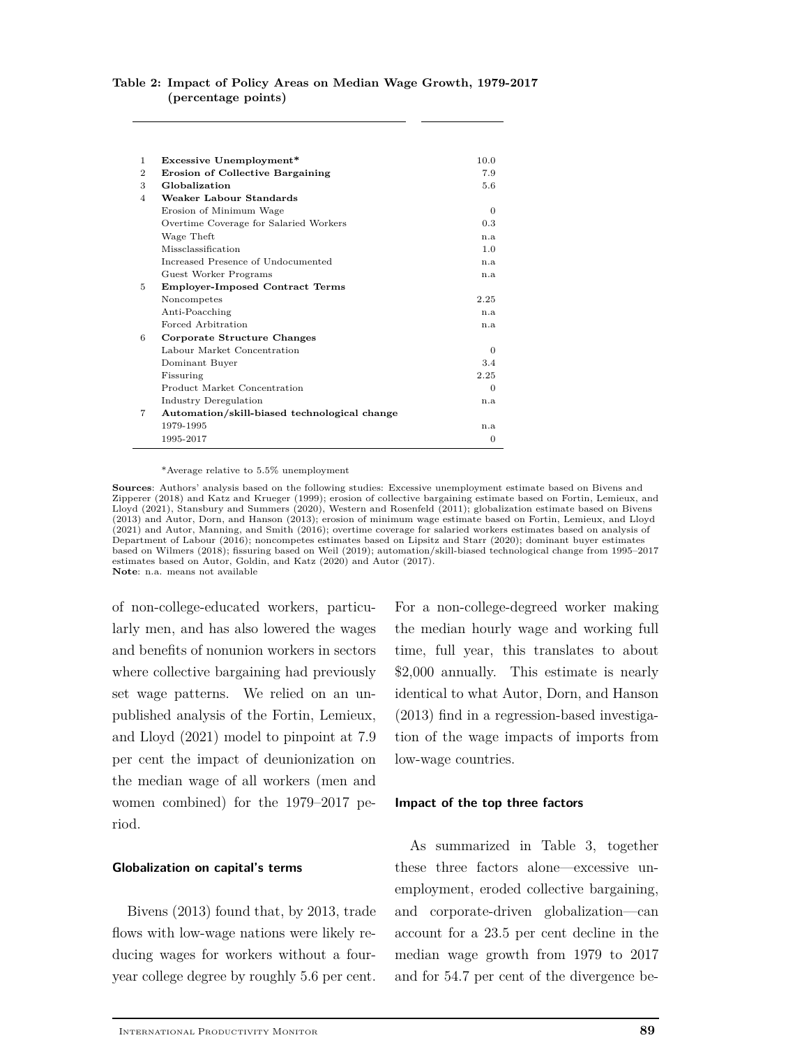**Table 2: Impact of Policy Areas on Median Wage Growth, 1979-2017 (percentage points)**

| | | |
|---|---|---|
| 1 | **Excessive Unemployment*** | 10.0 |
| 2 | **Erosion of Collective Bargaining** | 7.9 |
| 3 | **Globalization** | 5.6 |
| 4 | **Weaker Labour Standards** | |
| | Erosion of Minimum Wage | 0 |
| | Overtime Coverage for Salaried Workers | 0.3 |
| | Wage Theft | n.a |
| | Missclassification | 1.0 |
| | Increased Presence of Undocumented | n.a |
| | Guest Worker Programs | n.a |
| 5 | **Employer-Imposed Contract Terms** | |
| | Noncompetes | 2.25 |
| | Anti-Poacching | n.a |
| | Forced Arbitration | n.a |
| 6 | **Corporate Structure Changes** | |
| | Labour Market Concentration | 0 |
| | Dominant Buyer | 3.4 |
| | Fissuring | 2.25 |
| | Product Market Concentration | 0 |
| | Industry Deregulation | n.a |
| 7 | **Automation/skill-biased technological change** | |
| | 1979-1995 | n.a |
| | 1995-2017 | 0 |

*Average relative to 5.5% unemployment

**Sources**: Authors' analysis based on the following studies: Excessive unemployment estimate based on Bivens and Zipperer (2018) and Katz and Krueger (1999); erosion of collective bargaining estimate based on Fortin, Lemieux, and Lloyd (2021), Stansbury and Summers (2020), Western and Rosenfeld (2011); globalization estimate based on Bivens (2013) and Autor, Dorn, and Hanson (2013); erosion of minimum wage estimate based on Fortin, Lemieux, and Lloyd (2021) and Autor, Manning, and Smith (2016); overtime coverage for salaried workers estimates based on analysis of Department of Labour (2016); noncompetes estimates based on Lipsitz and Starr (2020); dominant buyer estimates based on Wilmers (2018); fissuring based on Weil (2019); automation/skill-biased technological change from 1995–2017 estimates based on Autor, Goldin, and Katz (2020) and Autor (2017).
**Note**: n.a. means not available

of non-college-educated workers, particularly men, and has also lowered the wages and benefits of nonunion workers in sectors where collective bargaining had previously set wage patterns. We relied on an unpublished analysis of the Fortin, Lemieux, and Lloyd (2021) model to pinpoint at 7.9 per cent the impact of deunionization on the median wage of all workers (men and women combined) for the 1979–2017 period.

### Globalization on capital's terms

Bivens (2013) found that, by 2013, trade flows with low-wage nations were likely reducing wages for workers without a four-year college degree by roughly 5.6 per cent. For a non-college-degreed worker making the median hourly wage and working full time, full year, this translates to about \$2,000 annually. This estimate is nearly identical to what Autor, Dorn, and Hanson (2013) find in a regression-based investigation of the wage impacts of imports from low-wage countries.

### Impact of the top three factors

As summarized in Table 3, together these three factors alone—excessive unemployment, eroded collective bargaining, and corporate-driven globalization—can account for a 23.5 per cent decline in the median wage growth from 1979 to 2017 and for 54.7 per cent of the divergence be-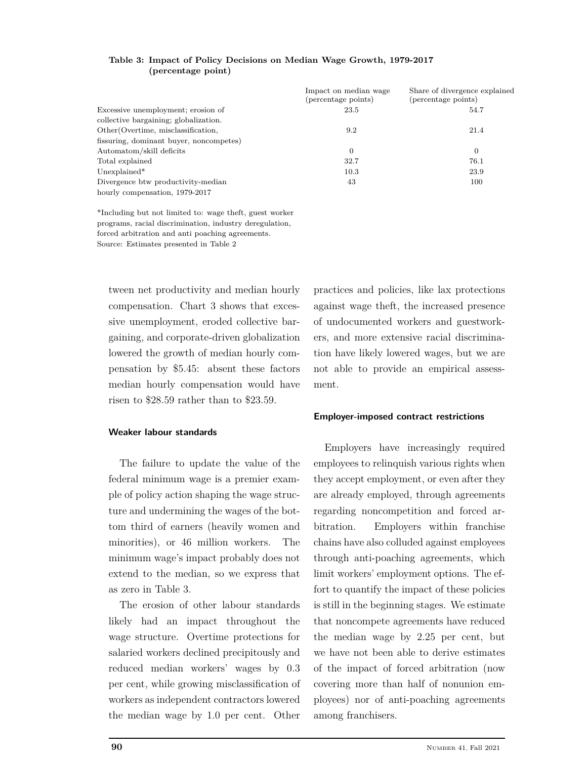**Table 3: Impact of Policy Decisions on Median Wage Growth, 1979-2017 (percentage point)**

| | Impact on median wage (percentage points) | Share of divergence explained (percentage points) |
|---|---|---|
| Excessive unemployment; erosion of collective bargaining; globalization. | 23.5 | 54.7 |
| Other(Overtime, misclassification, fissuring, dominant buyer, noncompetes) | 9.2 | 21.4 |
| Automatom/skill deficits | 0 | 0 |
| Total explained | 32.7 | 76.1 |
| Unexplained* | 10.3 | 23.9 |
| Divergence btw productivity-median hourly compensation, 1979-2017 | 43 | 100 |

*Including but not limited to: wage theft, guest worker programs, racial discrimination, industry deregulation, forced arbitration and anti poaching agreements.
Source: Estimates presented in Table 2

tween net productivity and median hourly compensation. Chart 3 shows that excessive unemployment, eroded collective bargaining, and corporate-driven globalization lowered the growth of median hourly compensation by $5.45: absent these factors median hourly compensation would have risen to $28.59 rather than to $23.59.

#### Weaker labour standards

The failure to update the value of the federal minimum wage is a premier example of policy action shaping the wage structure and undermining the wages of the bottom third of earners (heavily women and minorities), or 46 million workers. The minimum wage's impact probably does not extend to the median, so we express that as zero in Table 3.

The erosion of other labour standards likely had an impact throughout the wage structure. Overtime protections for salaried workers declined precipitously and reduced median workers' wages by 0.3 per cent, while growing misclassification of workers as independent contractors lowered the median wage by 1.0 per cent. Other practices and policies, like lax protections against wage theft, the increased presence of undocumented workers and guestworkers, and more extensive racial discrimination have likely lowered wages, but we are not able to provide an empirical assessment.

#### Employer-imposed contract restrictions

Employers have increasingly required employees to relinquish various rights when they accept employment, or even after they are already employed, through agreements regarding noncompetition and forced arbitration. Employers within franchise chains have also colluded against employees through anti-poaching agreements, which limit workers' employment options. The effort to quantify the impact of these policies is still in the beginning stages. We estimate that noncompete agreements have reduced the median wage by 2.25 per cent, but we have not been able to derive estimates of the impact of forced arbitration (now covering more than half of nonunion employees) nor of anti-poaching agreements among franchisers.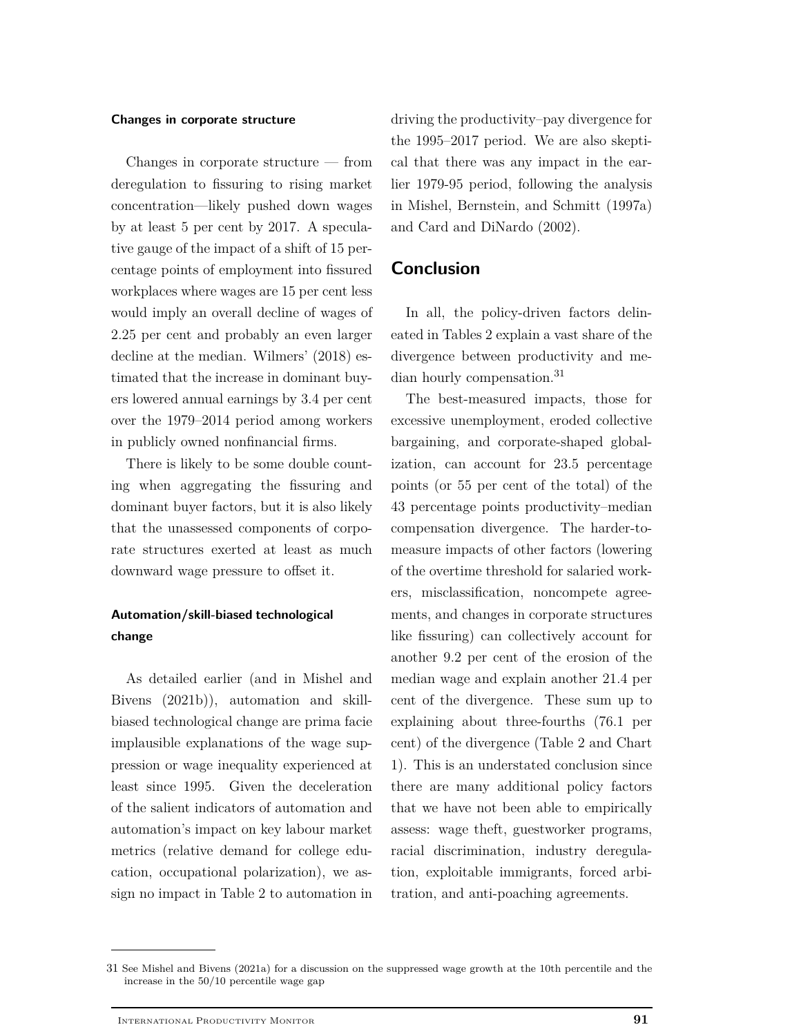#### Changes in corporate structure

Changes in corporate structure — from deregulation to fissuring to rising market concentration—likely pushed down wages by at least 5 per cent by 2017. A speculative gauge of the impact of a shift of 15 percentage points of employment into fissured workplaces where wages are 15 per cent less would imply an overall decline of wages of 2.25 per cent and probably an even larger decline at the median. Wilmers' (2018) estimated that the increase in dominant buyers lowered annual earnings by 3.4 per cent over the 1979–2014 period among workers in publicly owned nonfinancial firms.

There is likely to be some double counting when aggregating the fissuring and dominant buyer factors, but it is also likely that the unassessed components of corporate structures exerted at least as much downward wage pressure to offset it.

#### Automation/skill-biased technological change

As detailed earlier (and in Mishel and Bivens (2021b)), automation and skill-biased technological change are prima facie implausible explanations of the wage suppression or wage inequality experienced at least since 1995. Given the deceleration of the salient indicators of automation and automation's impact on key labour market metrics (relative demand for college education, occupational polarization), we assign no impact in Table 2 to automation in driving the productivity–pay divergence for the 1995–2017 period. We are also skeptical that there was any impact in the earlier 1979-95 period, following the analysis in Mishel, Bernstein, and Schmitt (1997a) and Card and DiNardo (2002).

## Conclusion

In all, the policy-driven factors delineated in Tables 2 explain a vast share of the divergence between productivity and median hourly compensation.[31]

The best-measured impacts, those for excessive unemployment, eroded collective bargaining, and corporate-shaped globalization, can account for 23.5 percentage points (or 55 per cent of the total) of the 43 percentage points productivity–median compensation divergence. The harder-to-measure impacts of other factors (lowering of the overtime threshold for salaried workers, misclassification, noncompete agreements, and changes in corporate structures like fissuring) can collectively account for another 9.2 per cent of the erosion of the median wage and explain another 21.4 per cent of the divergence. These sum up to explaining about three-fourths (76.1 per cent) of the divergence (Table 2 and Chart 1). This is an understated conclusion since there are many additional policy factors that we have not been able to empirically assess: wage theft, guestworker programs, racial discrimination, industry deregulation, exploitable immigrants, forced arbitration, and anti-poaching agreements.

31 See Mishel and Bivens (2021a) for a discussion on the suppressed wage growth at the 10th percentile and the increase in the 50/10 percentile wage gap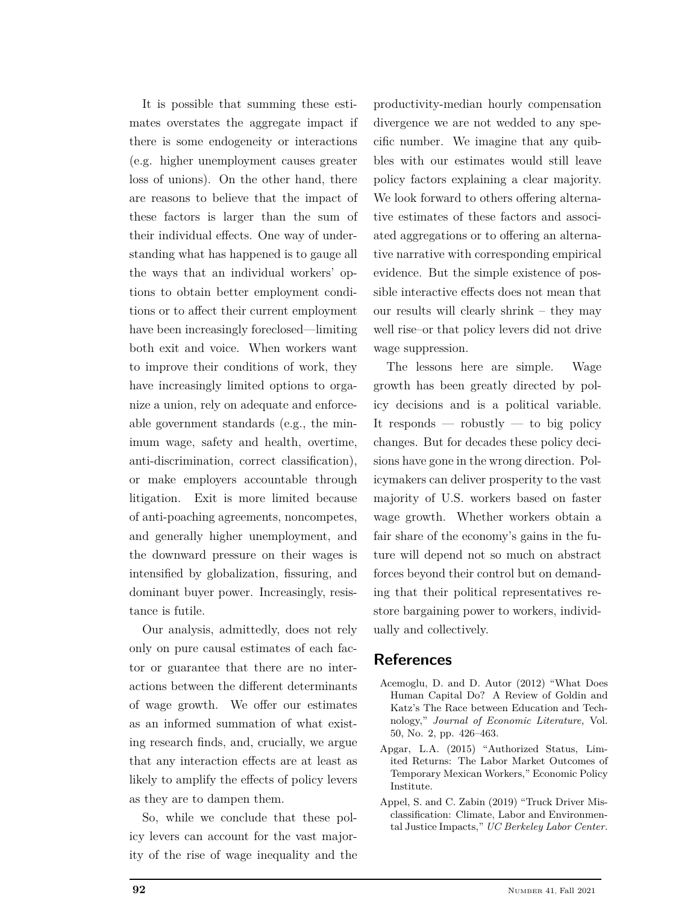It is possible that summing these estimates overstates the aggregate impact if there is some endogeneity or interactions (e.g. higher unemployment causes greater loss of unions). On the other hand, there are reasons to believe that the impact of these factors is larger than the sum of their individual effects. One way of understanding what has happened is to gauge all the ways that an individual workers' options to obtain better employment conditions or to affect their current employment have been increasingly foreclosed—limiting both exit and voice. When workers want to improve their conditions of work, they have increasingly limited options to organize a union, rely on adequate and enforceable government standards (e.g., the minimum wage, safety and health, overtime, anti-discrimination, correct classification), or make employers accountable through litigation. Exit is more limited because of anti-poaching agreements, noncompetes, and generally higher unemployment, and the downward pressure on their wages is intensified by globalization, fissuring, and dominant buyer power. Increasingly, resistance is futile.

Our analysis, admittedly, does not rely only on pure causal estimates of each factor or guarantee that there are no interactions between the different determinants of wage growth. We offer our estimates as an informed summation of what existing research finds, and, crucially, we argue that any interaction effects are at least as likely to amplify the effects of policy levers as they are to dampen them.

So, while we conclude that these policy levers can account for the vast majority of the rise of wage inequality and the productivity-median hourly compensation divergence we are not wedded to any specific number. We imagine that any quibbles with our estimates would still leave policy factors explaining a clear majority. We look forward to others offering alternative estimates of these factors and associated aggregations or to offering an alternative narrative with corresponding empirical evidence. But the simple existence of possible interactive effects does not mean that our results will clearly shrink – they may well rise–or that policy levers did not drive wage suppression.

The lessons here are simple. Wage growth has been greatly directed by policy decisions and is a political variable. It responds — robustly — to big policy changes. But for decades these policy decisions have gone in the wrong direction. Policymakers can deliver prosperity to the vast majority of U.S. workers based on faster wage growth. Whether workers obtain a fair share of the economy's gains in the future will depend not so much on abstract forces beyond their control but on demanding that their political representatives restore bargaining power to workers, individually and collectively.

## References

Acemoglu, D. and D. Autor (2012) "What Does Human Capital Do? A Review of Goldin and Katz's The Race between Education and Technology," *Journal of Economic Literature,* Vol. 50, No. 2, pp. 426–463.

Apgar, L.A. (2015) "Authorized Status, Limited Returns: The Labor Market Outcomes of Temporary Mexican Workers," Economic Policy Institute.

Appel, S. and C. Zabin (2019) "Truck Driver Misclassification: Climate, Labor and Environmental Justice Impacts," *UC Berkeley Labor Center.*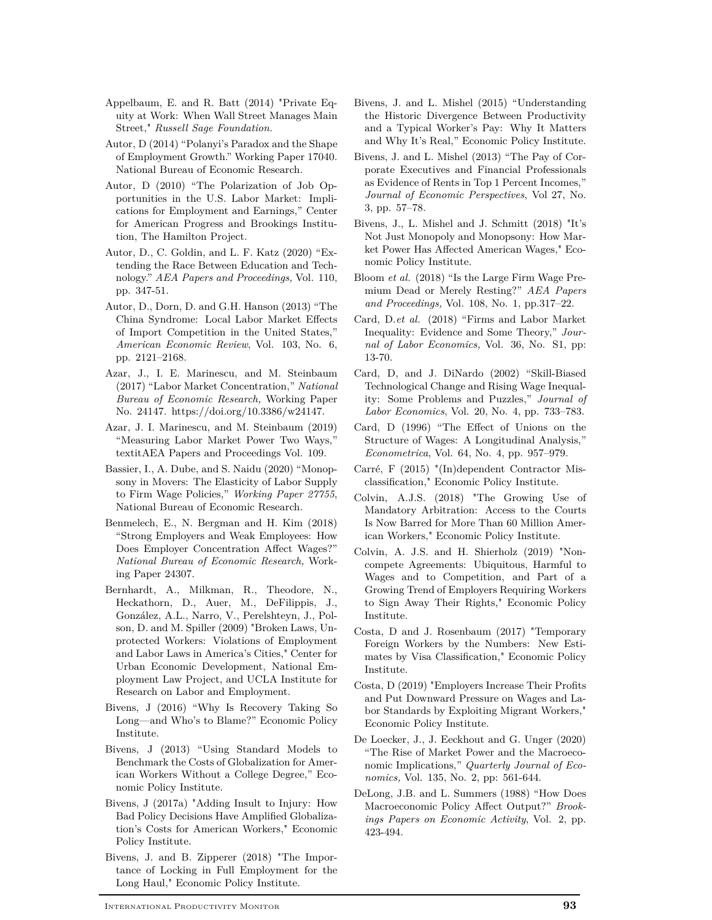Appelbaum, E. and R. Batt (2014) "Private Equity at Work: When Wall Street Manages Main Street," *Russell Sage Foundation.*

Autor, D (2014) "Polanyi's Paradox and the Shape of Employment Growth." Working Paper 17040. National Bureau of Economic Research.

Autor, D (2010) "The Polarization of Job Opportunities in the U.S. Labor Market: Implications for Employment and Earnings," Center for American Progress and Brookings Institution, The Hamilton Project.

Autor, D., C. Goldin, and L. F. Katz (2020) "Extending the Race Between Education and Technology." *AEA Papers and Proceedings,* Vol. 110, pp. 347-51.

Autor, D., Dorn, D. and G.H. Hanson (2013) "The China Syndrome: Local Labor Market Effects of Import Competition in the United States," *American Economic Review*, Vol. 103, No. 6, pp. 2121–2168.

Azar, J., I. E. Marinescu, and M. Steinbaum (2017) "Labor Market Concentration," *National Bureau of Economic Research,* Working Paper No. 24147. https://doi.org/10.3386/w24147.

Azar, J. I. Marinescu, and M. Steinbaum (2019) "Measuring Labor Market Power Two Ways," textitAEA Papers and Proceedings Vol. 109.

Bassier, I., A. Dube, and S. Naidu (2020) "Monopsony in Movers: The Elasticity of Labor Supply to Firm Wage Policies," *Working Paper 27755*, National Bureau of Economic Research.

Benmelech, E., N. Bergman and H. Kim (2018) "Strong Employers and Weak Employees: How Does Employer Concentration Affect Wages?" *National Bureau of Economic Research,* Working Paper 24307.

Bernhardt, A., Milkman, R., Theodore, N., Heckathorn, D., Auer, M., DeFilippis, J., González, A.L., Narro, V., Perelshteyn, J., Polson, D. and M. Spiller (2009) "Broken Laws, Unprotected Workers: Violations of Employment and Labor Laws in America's Cities," Center for Urban Economic Development, National Employment Law Project, and UCLA Institute for Research on Labor and Employment.

Bivens, J (2016) "Why Is Recovery Taking So Long—and Who's to Blame?" Economic Policy Institute.

Bivens, J (2013) "Using Standard Models to Benchmark the Costs of Globalization for American Workers Without a College Degree," Economic Policy Institute.

Bivens, J (2017a) "Adding Insult to Injury: How Bad Policy Decisions Have Amplified Globalization's Costs for American Workers," Economic Policy Institute.

Bivens, J. and B. Zipperer (2018) "The Importance of Locking in Full Employment for the Long Haul," Economic Policy Institute.

Bivens, J. and L. Mishel (2015) "Understanding the Historic Divergence Between Productivity and a Typical Worker's Pay: Why It Matters and Why It's Real," Economic Policy Institute.

Bivens, J. and L. Mishel (2013) "The Pay of Corporate Executives and Financial Professionals as Evidence of Rents in Top 1 Percent Incomes," *Journal of Economic Perspectives*, Vol 27, No. 3, pp. 57–78.

Bivens, J., L. Mishel and J. Schmitt (2018) "It's Not Just Monopoly and Monopsony: How Market Power Has Affected American Wages," Economic Policy Institute.

Bloom *et al.* (2018) "Is the Large Firm Wage Premium Dead or Merely Resting?" *AEA Papers and Proceedings,* Vol. 108, No. 1, pp.317–22.

Card, D.*et al.* (2018) "Firms and Labor Market Inequality: Evidence and Some Theory," *Journal of Labor Economics,* Vol. 36, No. S1, pp: 13-70.

Card, D, and J. DiNardo (2002) "Skill-Biased Technological Change and Rising Wage Inequality: Some Problems and Puzzles," *Journal of Labor Economics*, Vol. 20, No. 4, pp. 733–783.

Card, D (1996) "The Effect of Unions on the Structure of Wages: A Longitudinal Analysis," *Econometrica*, Vol. 64, No. 4, pp. 957–979.

Carré, F (2015) "(In)dependent Contractor Misclassification," Economic Policy Institute.

Colvin, A.J.S. (2018) "The Growing Use of Mandatory Arbitration: Access to the Courts Is Now Barred for More Than 60 Million American Workers," Economic Policy Institute.

Colvin, A. J.S. and H. Shierholz (2019) "Noncompete Agreements: Ubiquitous, Harmful to Wages and to Competition, and Part of a Growing Trend of Employers Requiring Workers to Sign Away Their Rights," Economic Policy Institute.

Costa, D and J. Rosenbaum (2017) "Temporary Foreign Workers by the Numbers: New Estimates by Visa Classification," Economic Policy Institute.

Costa, D (2019) "Employers Increase Their Profits and Put Downward Pressure on Wages and Labor Standards by Exploiting Migrant Workers," Economic Policy Institute.

De Loecker, J., J. Eeckhout and G. Unger (2020) "The Rise of Market Power and the Macroeconomic Implications," *Quarterly Journal of Economics,* Vol. 135, No. 2, pp: 561-644.

DeLong, J.B. and L. Summers (1988) "How Does Macroeconomic Policy Affect Output?" *Brookings Papers on Economic Activity*, Vol. 2, pp. 423-494.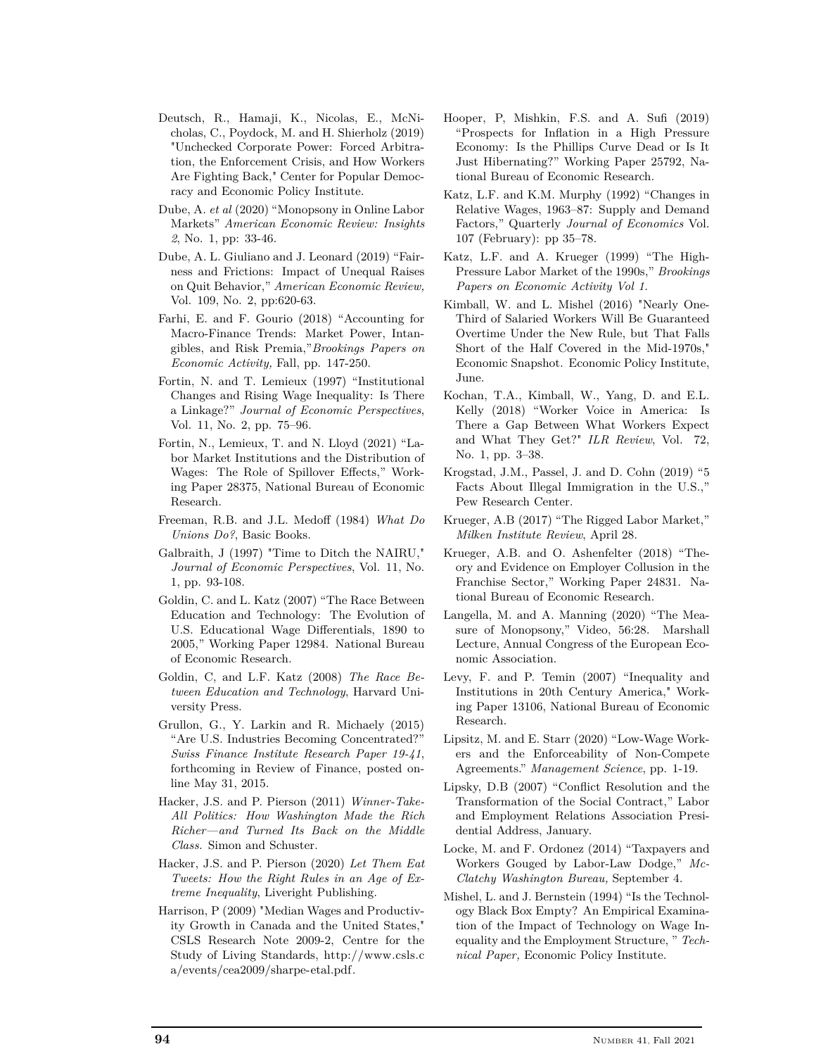Deutsch, R., Hamaji, K., Nicolas, E., McNicholas, C., Poydock, M. and H. Shierholz (2019) "Unchecked Corporate Power: Forced Arbitration, the Enforcement Crisis, and How Workers Are Fighting Back," Center for Popular Democracy and Economic Policy Institute.

Dube, A. *et al* (2020) "Monopsony in Online Labor Markets" *American Economic Review: Insights 2*, No. 1, pp: 33-46.

Dube, A. L. Giuliano and J. Leonard (2019) "Fairness and Frictions: Impact of Unequal Raises on Quit Behavior," *American Economic Review,* Vol. 109, No. 2, pp:620-63.

Farhi, E. and F. Gourio (2018) "Accounting for Macro-Finance Trends: Market Power, Intangibles, and Risk Premia,"*Brookings Papers on Economic Activity,* Fall, pp. 147-250.

Fortin, N. and T. Lemieux (1997) "Institutional Changes and Rising Wage Inequality: Is There a Linkage?" *Journal of Economic Perspectives*, Vol. 11, No. 2, pp. 75–96.

Fortin, N., Lemieux, T. and N. Lloyd (2021) "Labor Market Institutions and the Distribution of Wages: The Role of Spillover Effects," Working Paper 28375, National Bureau of Economic Research.

Freeman, R.B. and J.L. Medoff (1984) *What Do Unions Do?*, Basic Books.

Galbraith, J (1997) "Time to Ditch the NAIRU," *Journal of Economic Perspectives*, Vol. 11, No. 1, pp. 93-108.

Goldin, C. and L. Katz (2007) "The Race Between Education and Technology: The Evolution of U.S. Educational Wage Differentials, 1890 to 2005," Working Paper 12984. National Bureau of Economic Research.

Goldin, C, and L.F. Katz (2008) *The Race Between Education and Technology*, Harvard University Press.

Grullon, G., Y. Larkin and R. Michaely (2015) "Are U.S. Industries Becoming Concentrated?" *Swiss Finance Institute Research Paper 19-41*, forthcoming in Review of Finance, posted online May 31, 2015.

Hacker, J.S. and P. Pierson (2011) *Winner-Take-All Politics: How Washington Made the Rich Richer—and Turned Its Back on the Middle Class.* Simon and Schuster.

Hacker, J.S. and P. Pierson (2020) *Let Them Eat Tweets: How the Right Rules in an Age of Extreme Inequality*, Liveright Publishing.

Harrison, P (2009) "Median Wages and Productivity Growth in Canada and the United States," CSLS Research Note 2009-2, Centre for the Study of Living Standards, http://www.csls.ca/events/cea2009/sharpe-etal.pdf.

Hooper, P, Mishkin, F.S. and A. Sufi (2019) "Prospects for Inflation in a High Pressure Economy: Is the Phillips Curve Dead or Is It Just Hibernating?" Working Paper 25792, National Bureau of Economic Research.

Katz, L.F. and K.M. Murphy (1992) "Changes in Relative Wages, 1963–87: Supply and Demand Factors," Quarterly *Journal of Economics* Vol. 107 (February): pp 35–78.

Katz, L.F. and A. Krueger (1999) "The High-Pressure Labor Market of the 1990s," *Brookings Papers on Economic Activity Vol 1.*

Kimball, W. and L. Mishel (2016) "Nearly One-Third of Salaried Workers Will Be Guaranteed Overtime Under the New Rule, but That Falls Short of the Half Covered in the Mid-1970s," Economic Snapshot. Economic Policy Institute, June.

Kochan, T.A., Kimball, W., Yang, D. and E.L. Kelly (2018) "Worker Voice in America: Is There a Gap Between What Workers Expect and What They Get?" *ILR Review*, Vol. 72, No. 1, pp. 3–38.

Krogstad, J.M., Passel, J. and D. Cohn (2019) "5 Facts About Illegal Immigration in the U.S.," Pew Research Center.

Krueger, A.B (2017) "The Rigged Labor Market," *Milken Institute Review*, April 28.

Krueger, A.B. and O. Ashenfelter (2018) "Theory and Evidence on Employer Collusion in the Franchise Sector," Working Paper 24831. National Bureau of Economic Research.

Langella, M. and A. Manning (2020) "The Measure of Monopsony," Video, 56:28. Marshall Lecture, Annual Congress of the European Economic Association.

Levy, F. and P. Temin (2007) "Inequality and Institutions in 20th Century America," Working Paper 13106, National Bureau of Economic Research.

Lipsitz, M. and E. Starr (2020) "Low-Wage Workers and the Enforceability of Non-Compete Agreements." *Management Science*, pp. 1-19.

Lipsky, D.B (2007) "Conflict Resolution and the Transformation of the Social Contract," Labor and Employment Relations Association Presidential Address, January.

Locke, M. and F. Ordonez (2014) "Taxpayers and Workers Gouged by Labor-Law Dodge," *McClatchy Washington Bureau,* September 4.

Mishel, L. and J. Bernstein (1994) "Is the Technology Black Box Empty? An Empirical Examination of the Impact of Technology on Wage Inequality and the Employment Structure, " *Technical Paper,* Economic Policy Institute.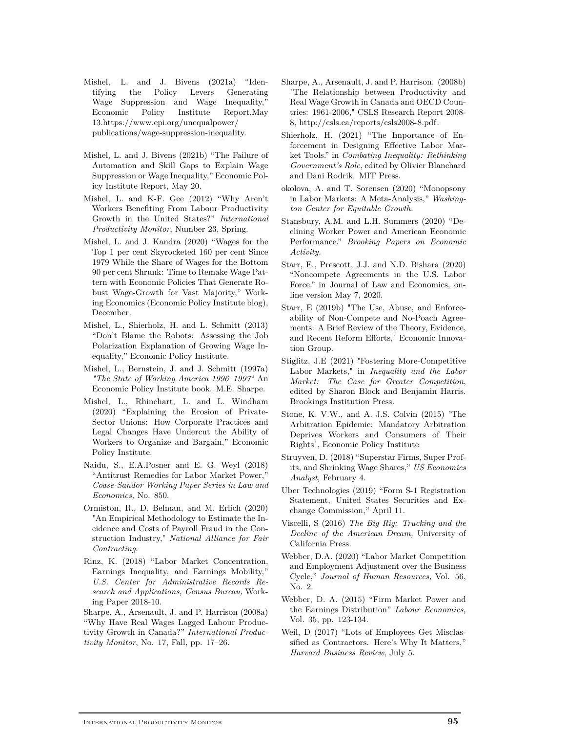Mishel, L. and J. Bivens (2021a) "Identifying the Policy Levers Generating Wage Suppression and Wage Inequality," Economic Policy Institute Report,May 13.https://www.epi.org/unequalpower/publications/wage-suppression-inequality.

Mishel, L. and J. Bivens (2021b) "The Failure of Automation and Skill Gaps to Explain Wage Suppression or Wage Inequality," Economic Policy Institute Report, May 20.

Mishel, L. and K-F. Gee (2012) "Why Aren't Workers Benefiting From Labour Productivity Growth in the United States?" *International Productivity Monitor*, Number 23, Spring.

Mishel, L. and J. Kandra (2020) "Wages for the Top 1 per cent Skyrocketed 160 per cent Since 1979 While the Share of Wages for the Bottom 90 per cent Shrunk: Time to Remake Wage Pattern with Economic Policies That Generate Robust Wage-Growth for Vast Majority," Working Economics (Economic Policy Institute blog), December.

Mishel, L., Shierholz, H. and L. Schmitt (2013) "Don't Blame the Robots: Assessing the Job Polarization Explanation of Growing Wage Inequality," Economic Policy Institute.

Mishel, L., Bernstein, J. and J. Schmitt (1997a) *"The State of Working America 1996–1997"* An Economic Policy Institute book. M.E. Sharpe.

Mishel, L., Rhinehart, L. and L. Windham (2020) "Explaining the Erosion of Private-Sector Unions: How Corporate Practices and Legal Changes Have Undercut the Ability of Workers to Organize and Bargain," Economic Policy Institute.

Naidu, S., E.A.Posner and E. G. Weyl (2018) "Antitrust Remedies for Labor Market Power," *Coase-Sandor Working Paper Series in Law and Economics,* No. 850.

Ormiston, R., D. Belman, and M. Erlich (2020) "An Empirical Methodology to Estimate the Incidence and Costs of Payroll Fraud in the Construction Industry," *National Alliance for Fair Contracting*.

Rinz, K. (2018) "Labor Market Concentration, Earnings Inequality, and Earnings Mobility," *U.S. Center for Administrative Records Research and Applications, Census Bureau,* Working Paper 2018-10.

Sharpe, A., Arsenault, J. and P. Harrison (2008a) "Why Have Real Wages Lagged Labour Productivity Growth in Canada?" *International Productivity Monitor*, No. 17, Fall, pp. 17–26.

Sharpe, A., Arsenault, J. and P. Harrison. (2008b) "The Relationship between Productivity and Real Wage Growth in Canada and OECD Countries: 1961-2006," CSLS Research Report 2008-8, http://csls.ca/reports/csls2008-8.pdf.

Shierholz, H. (2021) "The Importance of Enforcement in Designing Effective Labor Market Tools." in *Combating Inequality: Rethinking Government's Role*, edited by Olivier Blanchard and Dani Rodrik. MIT Press.

okolova, A. and T. Sorensen (2020) "Monopsony in Labor Markets: A Meta-Analysis," *Washington Center for Equitable Growth.*

Stansbury, A.M. and L.H. Summers (2020) "Declining Worker Power and American Economic Performance." *Brooking Papers on Economic Activity.*

Starr, E., Prescott, J.J. and N.D. Bishara (2020) "Noncompete Agreements in the U.S. Labor Force." in Journal of Law and Economics, online version May 7, 2020.

Starr, E (2019b) "The Use, Abuse, and Enforceability of Non-Compete and No-Poach Agreements: A Brief Review of the Theory, Evidence, and Recent Reform Efforts," Economic Innovation Group.

Stiglitz, J.E (2021) "Fostering More-Competitive Labor Markets," in *Inequality and the Labor Market: The Case for Greater Competition*, edited by Sharon Block and Benjamin Harris. Brookings Institution Press.

Stone, K. V.W., and A. J.S. Colvin (2015) "The Arbitration Epidemic: Mandatory Arbitration Deprives Workers and Consumers of Their Rights", Economic Policy Institute

Struyven, D. (2018) "Superstar Firms, Super Profits, and Shrinking Wage Shares," *US Economics Analyst,* February 4.

Uber Technologies (2019) "Form S-1 Registration Statement, United States Securities and Exchange Commission," April 11.

Viscelli, S (2016) *The Big Rig: Trucking and the Decline of the American Dream,* University of California Press.

Webber, D.A. (2020) "Labor Market Competition and Employment Adjustment over the Business Cycle," *Journal of Human Resources,* Vol. 56, No. 2.

Webber, D. A. (2015) "Firm Market Power and the Earnings Distribution" *Labour Economics,* Vol. 35, pp. 123-134.

Weil, D (2017) "Lots of Employees Get Misclassified as Contractors. Here's Why It Matters," *Harvard Business Review*, July 5.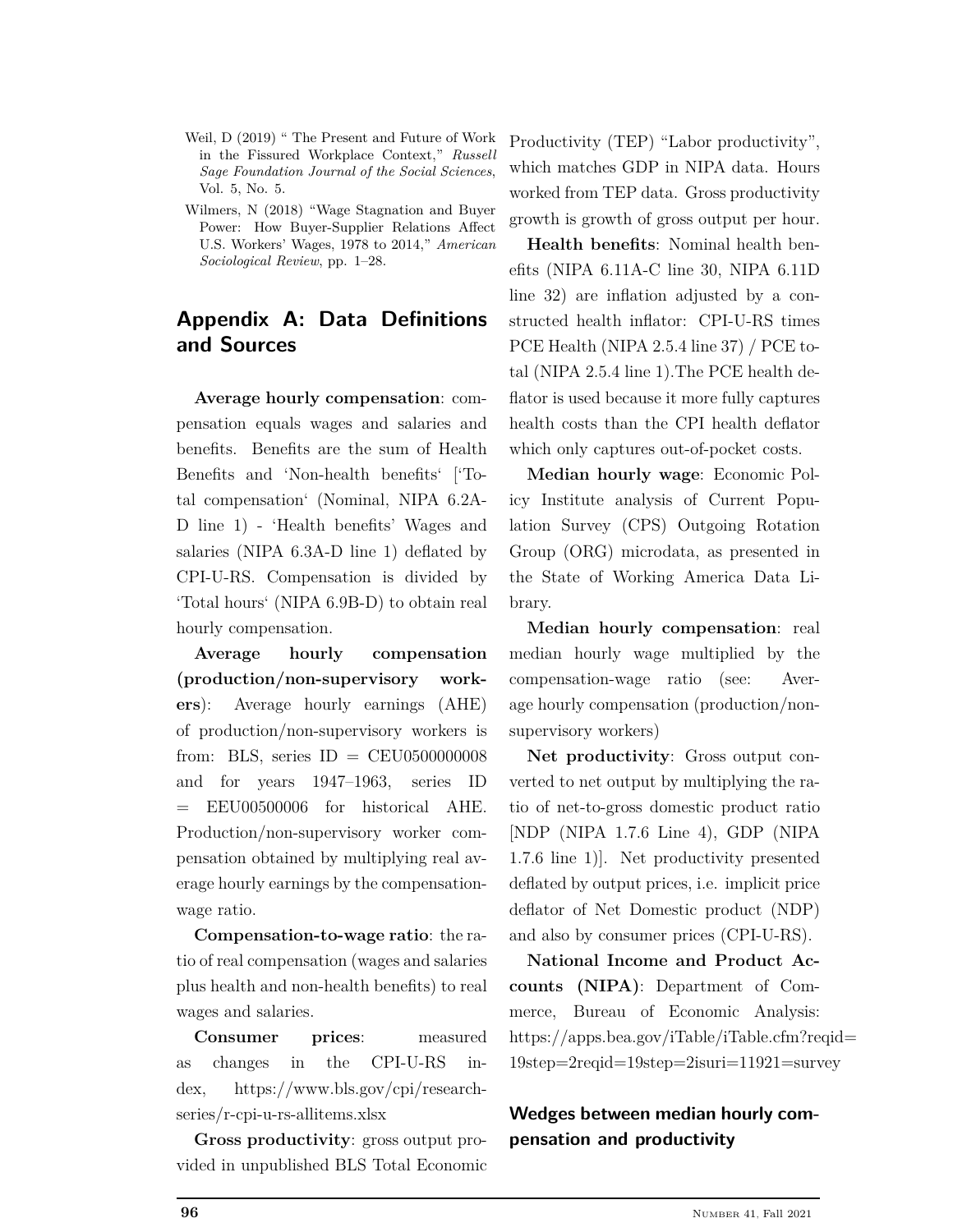Weil, D (2019) " The Present and Future of Work in the Fissured Workplace Context," *Russell Sage Foundation Journal of the Social Sciences*, Vol. 5, No. 5.

Wilmers, N (2018) "Wage Stagnation and Buyer Power: How Buyer-Supplier Relations Affect U.S. Workers' Wages, 1978 to 2014," *American Sociological Review*, pp. 1–28.

## Appendix A: Data Definitions and Sources

**Average hourly compensation**: compensation equals wages and salaries and benefits. Benefits are the sum of Health Benefits and 'Non-health benefits' ['Total compensation' (Nominal, NIPA 6.2A-D line 1) - 'Health benefits' Wages and salaries (NIPA 6.3A-D line 1) deflated by CPI-U-RS. Compensation is divided by 'Total hours' (NIPA 6.9B-D) to obtain real hourly compensation.

**Average hourly compensation (production/non-supervisory workers)**: Average hourly earnings (AHE) of production/non-supervisory workers is from: BLS, series ID = CEU0500000008 and for years 1947–1963, series ID = EEU00500006 for historical AHE. Production/non-supervisory worker compensation obtained by multiplying real average hourly earnings by the compensation-wage ratio.

**Compensation-to-wage ratio**: the ratio of real compensation (wages and salaries plus health and non-health benefits) to real wages and salaries.

**Consumer prices**: measured as changes in the CPI-U-RS index, https://www.bls.gov/cpi/research-series/r-cpi-u-rs-allitems.xlsx

**Gross productivity**: gross output provided in unpublished BLS Total Economic Productivity (TEP) "Labor productivity", which matches GDP in NIPA data. Hours worked from TEP data. Gross productivity growth is growth of gross output per hour.

**Health benefits**: Nominal health benefits (NIPA 6.11A-C line 30, NIPA 6.11D line 32) are inflation adjusted by a constructed health inflator: CPI-U-RS times PCE Health (NIPA 2.5.4 line 37) / PCE total (NIPA 2.5.4 line 1).The PCE health deflator is used because it more fully captures health costs than the CPI health deflator which only captures out-of-pocket costs.

**Median hourly wage**: Economic Policy Institute analysis of Current Population Survey (CPS) Outgoing Rotation Group (ORG) microdata, as presented in the State of Working America Data Library.

**Median hourly compensation**: real median hourly wage multiplied by the compensation-wage ratio (see: Average hourly compensation (production/non-supervisory workers)

**Net productivity**: Gross output converted to net output by multiplying the ratio of net-to-gross domestic product ratio [NDP (NIPA 1.7.6 Line 4), GDP (NIPA 1.7.6 line 1)]. Net productivity presented deflated by output prices, i.e. implicit price deflator of Net Domestic product (NDP) and also by consumer prices (CPI-U-RS).

**National Income and Product Accounts (NIPA)**: Department of Commerce, Bureau of Economic Analysis: https://apps.bea.gov/iTable/iTable.cfm?reqid=19step=2reqid=19step=2isuri=11921=survey

### Wedges between median hourly compensation and productivity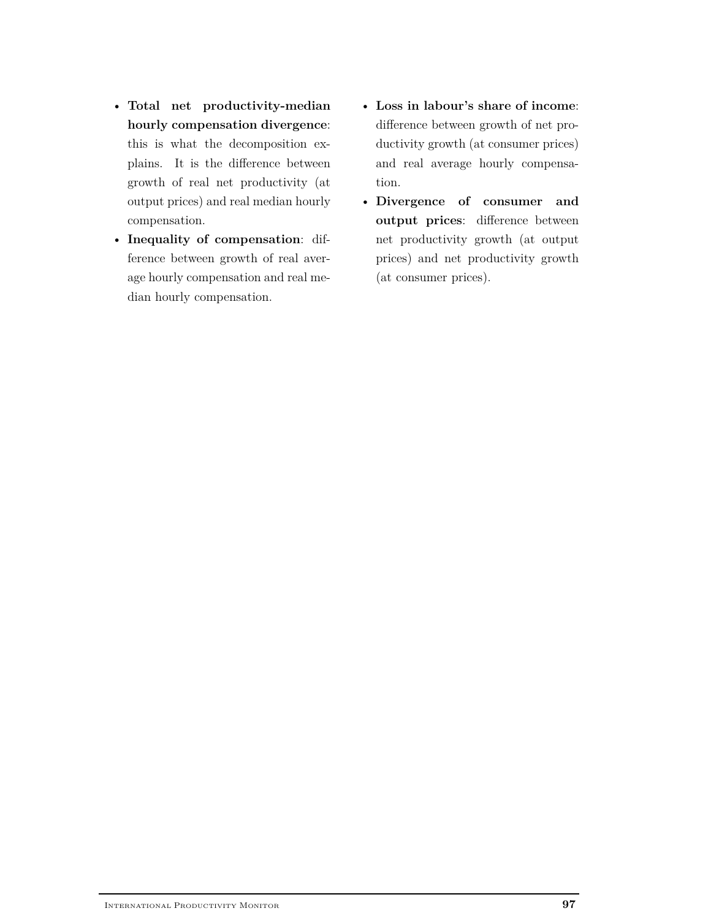- **Total net productivity-median hourly compensation divergence**: this is what the decomposition explains. It is the difference between growth of real net productivity (at output prices) and real median hourly compensation.
- **Inequality of compensation**: difference between growth of real average hourly compensation and real median hourly compensation.
- **Loss in labour's share of income**: difference between growth of net productivity growth (at consumer prices) and real average hourly compensation.
- **Divergence of consumer and output prices**: difference between net productivity growth (at output prices) and net productivity growth (at consumer prices).